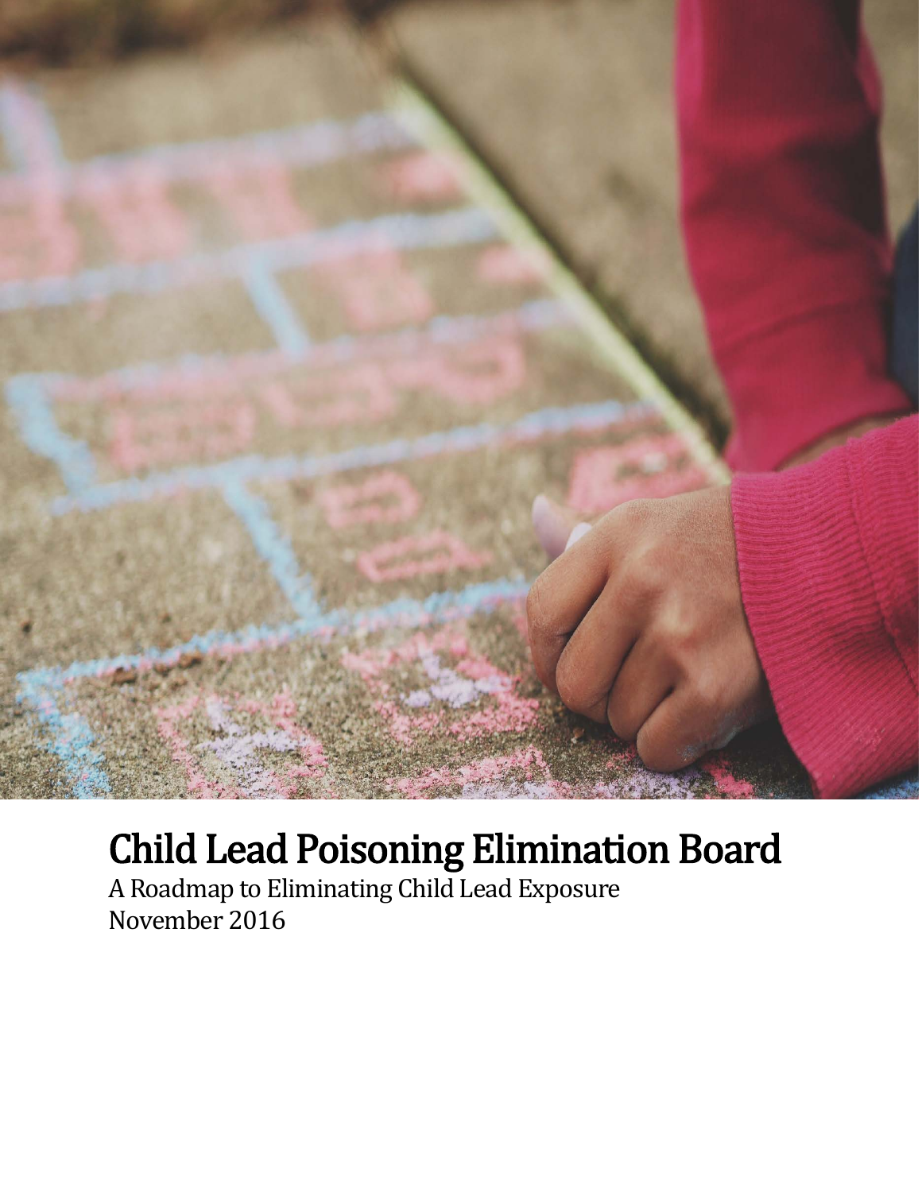# Child Lead Poisoning Elimination Board

A Roadmap to Eliminating Child Lead Exposure

November 2016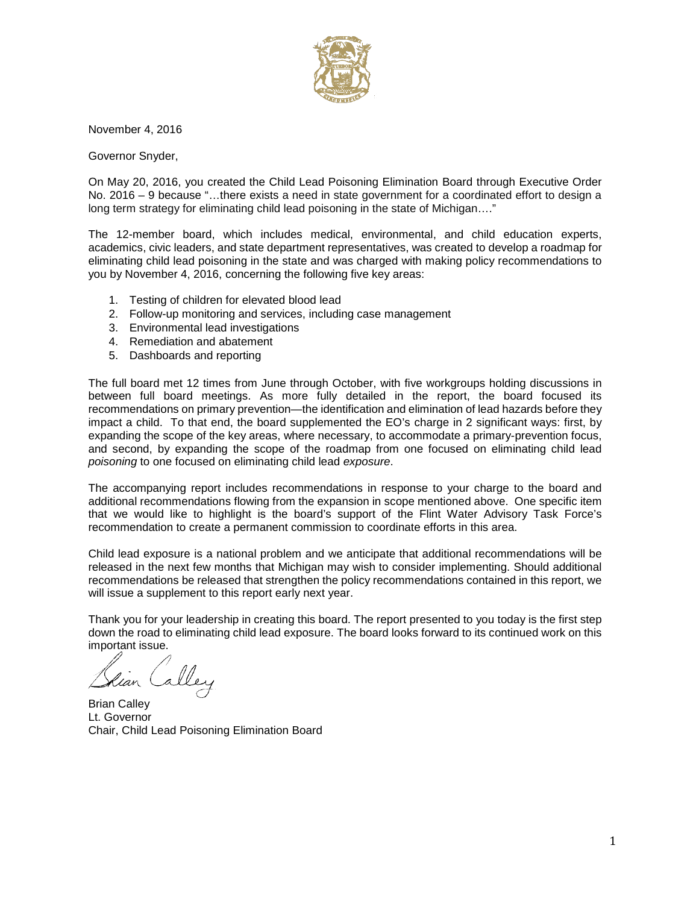November 4, 2016

Governor Snyder,

On May 20, 2016, you created the Child Lead Poisoning Elimination Board through Executive Order No. 2016 – 9 because "…there exists a need in state government for a coordinated effort to design a long term strategy for eliminating child lead poisoning in the state of Michigan…."

The 12-member board, which includes medical, environmental, and child education experts, academics, civic leaders, and state department representatives, was created to develop a roadmap for eliminating child lead poisoning in the state and was charged with making policy recommendations to you by November 4, 2016, concerning the following five key areas:

1. Testing of children for elevated blood lead
2. Follow-up monitoring and services, including case management
3. Environmental lead investigations
4. Remediation and abatement
5. Dashboards and reporting

The full board met 12 times from June through October, with five workgroups holding discussions in between full board meetings. As more fully detailed in the report, the board focused its recommendations on primary prevention—the identification and elimination of lead hazards before they impact a child. To that end, the board supplemented the EO's charge in 2 significant ways: first, by expanding the scope of the key areas, where necessary, to accommodate a primary-prevention focus, and second, by expanding the scope of the roadmap from one focused on eliminating child lead *poisoning* to one focused on eliminating child lead *exposure*.

The accompanying report includes recommendations in response to your charge to the board and additional recommendations flowing from the expansion in scope mentioned above. One specific item that we would like to highlight is the board's support of the Flint Water Advisory Task Force's recommendation to create a permanent commission to coordinate efforts in this area.

Child lead exposure is a national problem and we anticipate that additional recommendations will be released in the next few months that Michigan may wish to consider implementing. Should additional recommendations be released that strengthen the policy recommendations contained in this report, we will issue a supplement to this report early next year.

Thank you for your leadership in creating this board. The report presented to you today is the first step down the road to eliminating child lead exposure. The board looks forward to its continued work on this important issue.

Brian Calley

Brian Calley  
Lt. Governor  
Chair, Child Lead Poisoning Elimination Board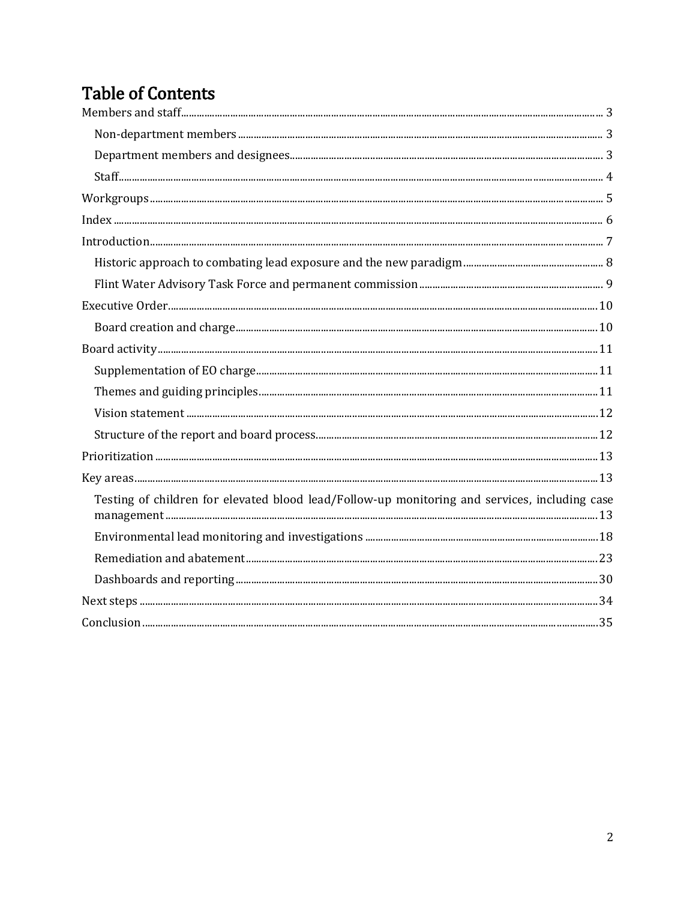# Table of Contents

- Members and staff ... 3
  - Non-department members ... 3
  - Department members and designees ... 3
  - Staff ... 4
- Workgroups ... 5
- Index ... 6
- Introduction ... 7
  - Historic approach to combating lead exposure and the new paradigm ... 8
  - Flint Water Advisory Task Force and permanent commission ... 9
- Executive Order ... 10
  - Board creation and charge ... 10
- Board activity ... 11
  - Supplementation of EO charge ... 11
  - Themes and guiding principles ... 11
  - Vision statement ... 12
  - Structure of the report and board process ... 12
- Prioritization ... 13
- Key areas ... 13
  - Testing of children for elevated blood lead/Follow-up monitoring and services, including case management ... 13
  - Environmental lead monitoring and investigations ... 18
  - Remediation and abatement ... 23
  - Dashboards and reporting ... 30
- Next steps ... 34
- Conclusion ... 35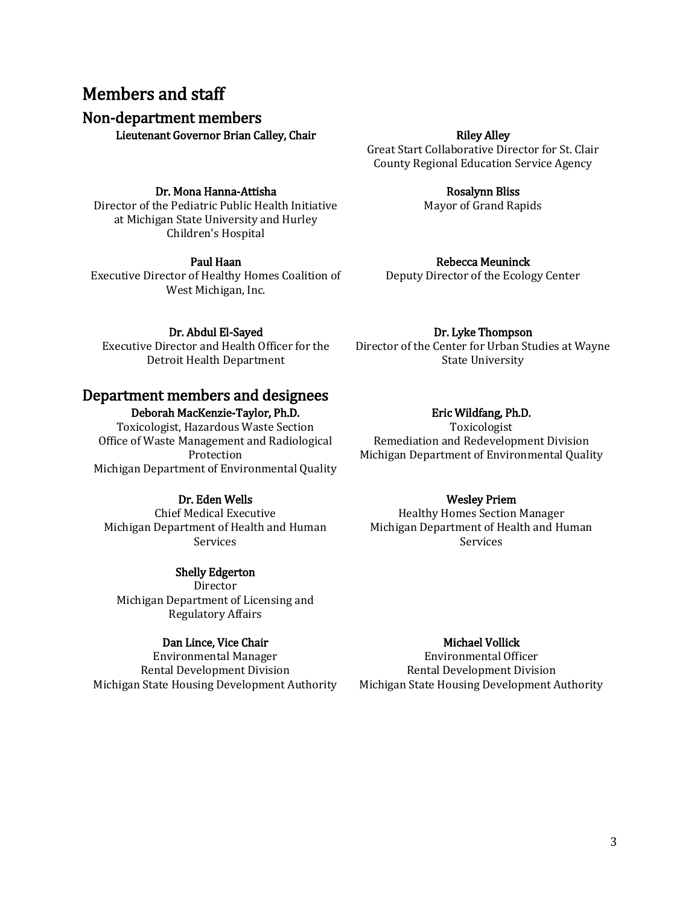# Members and staff

## Non-department members

**Lieutenant Governor Brian Calley, Chair**

**Riley Alley**
Great Start Collaborative Director for St. Clair County Regional Education Service Agency

**Dr. Mona Hanna-Attisha**
Director of the Pediatric Public Health Initiative at Michigan State University and Hurley Children's Hospital

**Rosalynn Bliss**
Mayor of Grand Rapids

**Paul Haan**
Executive Director of Healthy Homes Coalition of West Michigan, Inc.

**Rebecca Meuninck**
Deputy Director of the Ecology Center

**Dr. Abdul El-Sayed**
Executive Director and Health Officer for the Detroit Health Department

**Dr. Lyke Thompson**
Director of the Center for Urban Studies at Wayne State University

## Department members and designees

**Deborah MacKenzie-Taylor, Ph.D.**
Toxicologist, Hazardous Waste Section
Office of Waste Management and Radiological Protection
Michigan Department of Environmental Quality

**Eric Wildfang, Ph.D.**
Toxicologist
Remediation and Redevelopment Division
Michigan Department of Environmental Quality

**Dr. Eden Wells**
Chief Medical Executive
Michigan Department of Health and Human Services

**Wesley Priem**
Healthy Homes Section Manager
Michigan Department of Health and Human Services

**Shelly Edgerton**
Director
Michigan Department of Licensing and Regulatory Affairs

**Dan Lince, Vice Chair**
Environmental Manager
Rental Development Division
Michigan State Housing Development Authority

**Michael Vollick**
Environmental Officer
Rental Development Division
Michigan State Housing Development Authority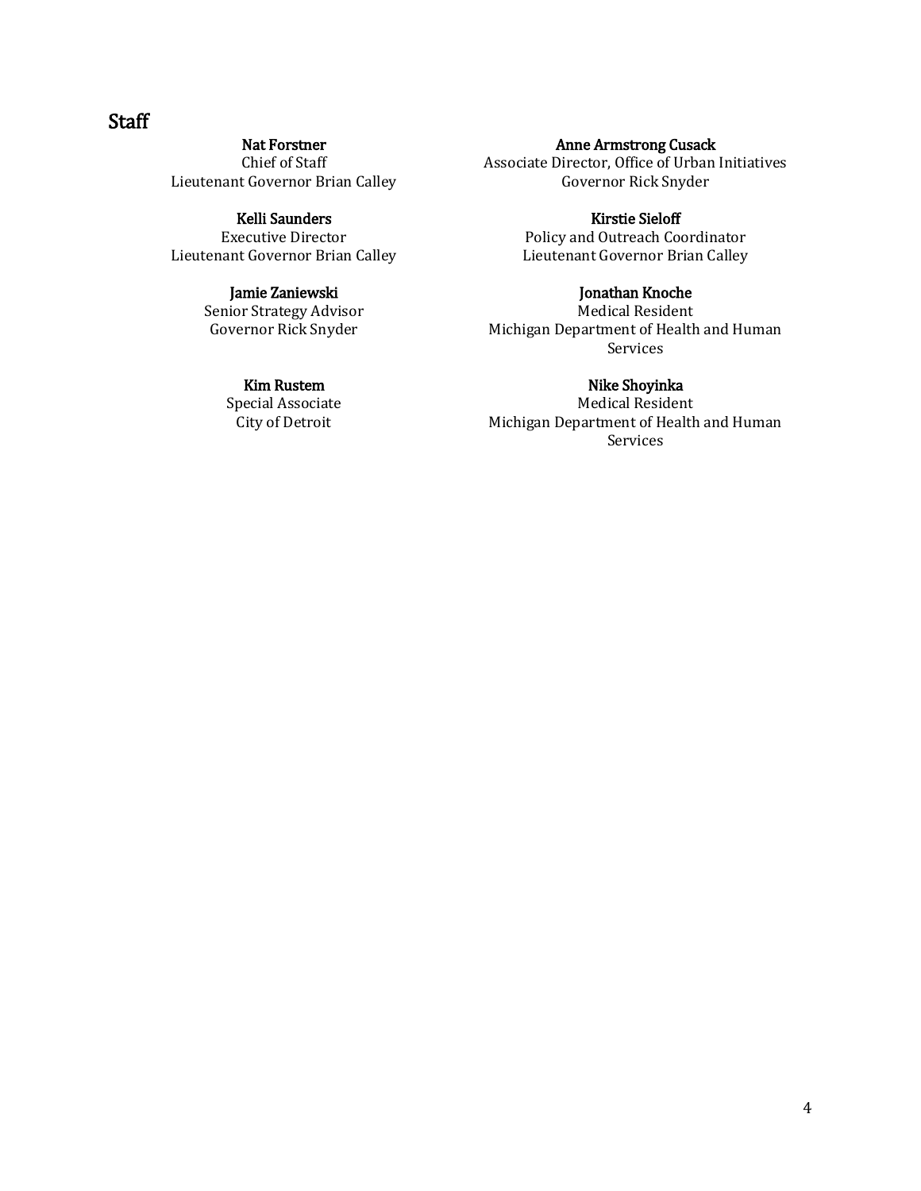## Staff

**Nat Forstner**
Chief of Staff
Lieutenant Governor Brian Calley

**Anne Armstrong Cusack**
Associate Director, Office of Urban Initiatives
Governor Rick Snyder

**Kelli Saunders**
Executive Director
Lieutenant Governor Brian Calley

**Kirstie Sieloff**
Policy and Outreach Coordinator
Lieutenant Governor Brian Calley

**Jamie Zaniewski**
Senior Strategy Advisor
Governor Rick Snyder

**Jonathan Knoche**
Medical Resident
Michigan Department of Health and Human Services

**Kim Rustem**
Special Associate
City of Detroit

**Nike Shoyinka**
Medical Resident
Michigan Department of Health and Human Services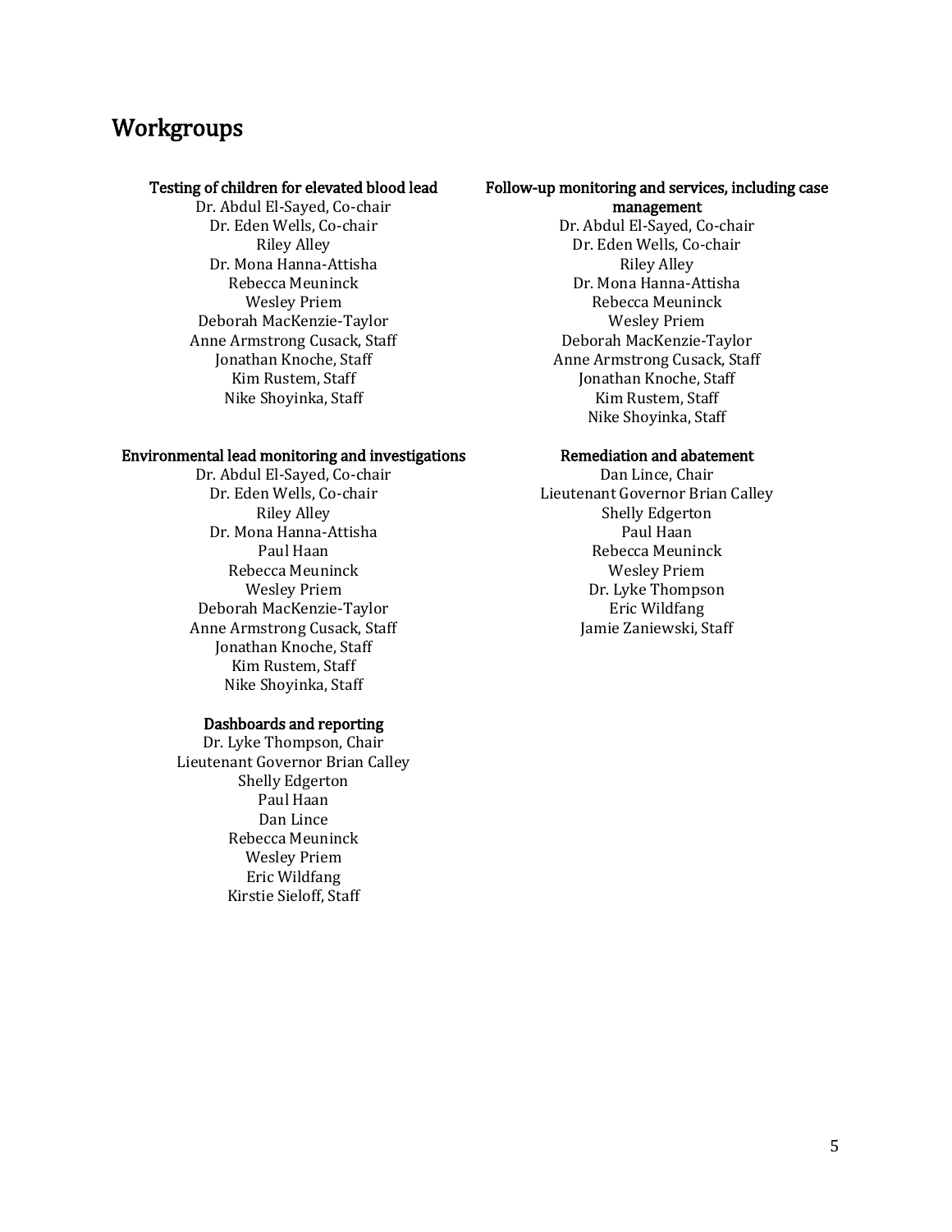## Workgroups

### Testing of children for elevated blood lead

Dr. Abdul El-Sayed, Co-chair
Dr. Eden Wells, Co-chair
Riley Alley
Dr. Mona Hanna-Attisha
Rebecca Meuninck
Wesley Priem
Deborah MacKenzie-Taylor
Anne Armstrong Cusack, Staff
Jonathan Knoche, Staff
Kim Rustem, Staff
Nike Shoyinka, Staff

### Environmental lead monitoring and investigations

Dr. Abdul El-Sayed, Co-chair
Dr. Eden Wells, Co-chair
Riley Alley
Dr. Mona Hanna-Attisha
Paul Haan
Rebecca Meuninck
Wesley Priem
Deborah MacKenzie-Taylor
Anne Armstrong Cusack, Staff
Jonathan Knoche, Staff
Kim Rustem, Staff
Nike Shoyinka, Staff

### Dashboards and reporting

Dr. Lyke Thompson, Chair
Lieutenant Governor Brian Calley
Shelly Edgerton
Paul Haan
Dan Lince
Rebecca Meuninck
Wesley Priem
Eric Wildfang
Kirstie Sieloff, Staff

### Follow-up monitoring and services, including case management

Dr. Abdul El-Sayed, Co-chair
Dr. Eden Wells, Co-chair
Riley Alley
Dr. Mona Hanna-Attisha
Rebecca Meuninck
Wesley Priem
Deborah MacKenzie-Taylor
Anne Armstrong Cusack, Staff
Jonathan Knoche, Staff
Kim Rustem, Staff
Nike Shoyinka, Staff

### Remediation and abatement

Dan Lince, Chair
Lieutenant Governor Brian Calley
Shelly Edgerton
Paul Haan
Rebecca Meuninck
Wesley Priem
Dr. Lyke Thompson
Eric Wildfang
Jamie Zaniewski, Staff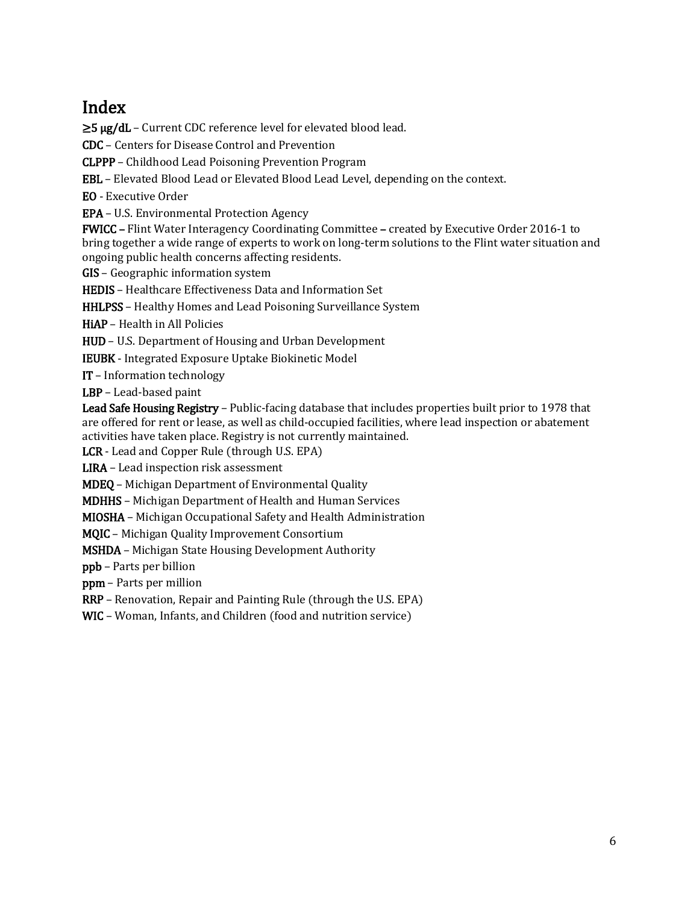# Index

**≥5 μg/dL** – Current CDC reference level for elevated blood lead.

**CDC** – Centers for Disease Control and Prevention

**CLPPP** – Childhood Lead Poisoning Prevention Program

**EBL** – Elevated Blood Lead or Elevated Blood Lead Level, depending on the context.

**EO** - Executive Order

**EPA** – U.S. Environmental Protection Agency

**FWICC** – Flint Water Interagency Coordinating Committee – created by Executive Order 2016-1 to bring together a wide range of experts to work on long-term solutions to the Flint water situation and ongoing public health concerns affecting residents.

**GIS** – Geographic information system

**HEDIS** – Healthcare Effectiveness Data and Information Set

**HHLPSS** – Healthy Homes and Lead Poisoning Surveillance System

**HiAP** – Health in All Policies

**HUD** – U.S. Department of Housing and Urban Development

**IEUBK** - Integrated Exposure Uptake Biokinetic Model

**IT** – Information technology

**LBP** – Lead-based paint

**Lead Safe Housing Registry** – Public-facing database that includes properties built prior to 1978 that are offered for rent or lease, as well as child-occupied facilities, where lead inspection or abatement activities have taken place. Registry is not currently maintained.

**LCR** - Lead and Copper Rule (through U.S. EPA)

**LIRA** – Lead inspection risk assessment

**MDEQ** – Michigan Department of Environmental Quality

**MDHHS** – Michigan Department of Health and Human Services

**MIOSHA** – Michigan Occupational Safety and Health Administration

**MQIC** – Michigan Quality Improvement Consortium

**MSHDA** – Michigan State Housing Development Authority

**ppb** – Parts per billion

**ppm** – Parts per million

**RRP** – Renovation, Repair and Painting Rule (through the U.S. EPA)

**WIC** – Woman, Infants, and Children (food and nutrition service)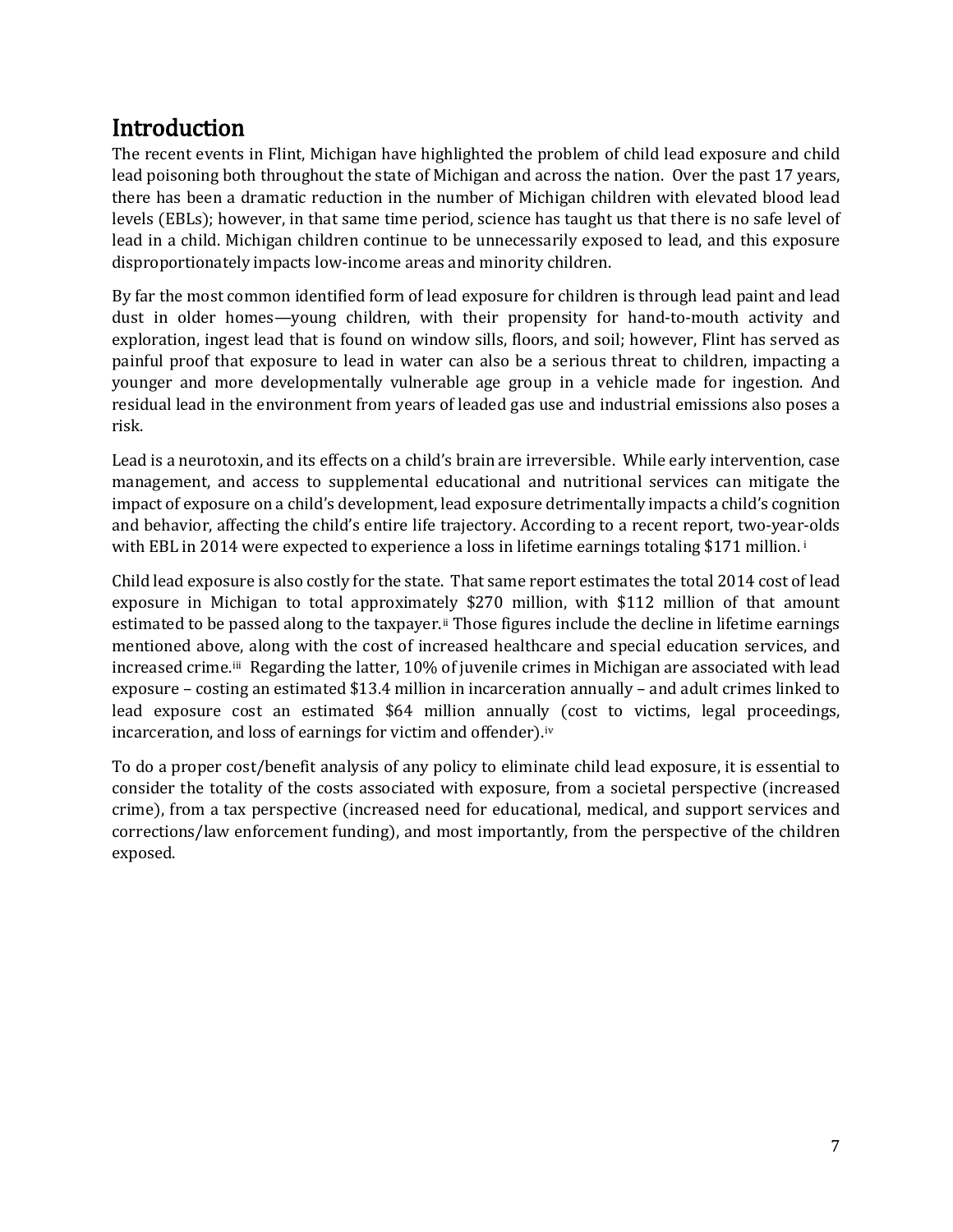# Introduction

The recent events in Flint, Michigan have highlighted the problem of child lead exposure and child lead poisoning both throughout the state of Michigan and across the nation. Over the past 17 years, there has been a dramatic reduction in the number of Michigan children with elevated blood lead levels (EBLs); however, in that same time period, science has taught us that there is no safe level of lead in a child. Michigan children continue to be unnecessarily exposed to lead, and this exposure disproportionately impacts low-income areas and minority children.

By far the most common identified form of lead exposure for children is through lead paint and lead dust in older homes—young children, with their propensity for hand-to-mouth activity and exploration, ingest lead that is found on window sills, floors, and soil; however, Flint has served as painful proof that exposure to lead in water can also be a serious threat to children, impacting a younger and more developmentally vulnerable age group in a vehicle made for ingestion. And residual lead in the environment from years of leaded gas use and industrial emissions also poses a risk.

Lead is a neurotoxin, and its effects on a child's brain are irreversible. While early intervention, case management, and access to supplemental educational and nutritional services can mitigate the impact of exposure on a child's development, lead exposure detrimentally impacts a child's cognition and behavior, affecting the child's entire life trajectory. According to a recent report, two-year-olds with EBL in 2014 were expected to experience a loss in lifetime earnings totaling $171 million.[i]

Child lead exposure is also costly for the state. That same report estimates the total 2014 cost of lead exposure in Michigan to total approximately $270 million, with $112 million of that amount estimated to be passed along to the taxpayer.[ii] Those figures include the decline in lifetime earnings mentioned above, along with the cost of increased healthcare and special education services, and increased crime.[iii] Regarding the latter, 10% of juvenile crimes in Michigan are associated with lead exposure – costing an estimated $13.4 million in incarceration annually – and adult crimes linked to lead exposure cost an estimated $64 million annually (cost to victims, legal proceedings, incarceration, and loss of earnings for victim and offender).[iv]

To do a proper cost/benefit analysis of any policy to eliminate child lead exposure, it is essential to consider the totality of the costs associated with exposure, from a societal perspective (increased crime), from a tax perspective (increased need for educational, medical, and support services and corrections/law enforcement funding), and most importantly, from the perspective of the children exposed.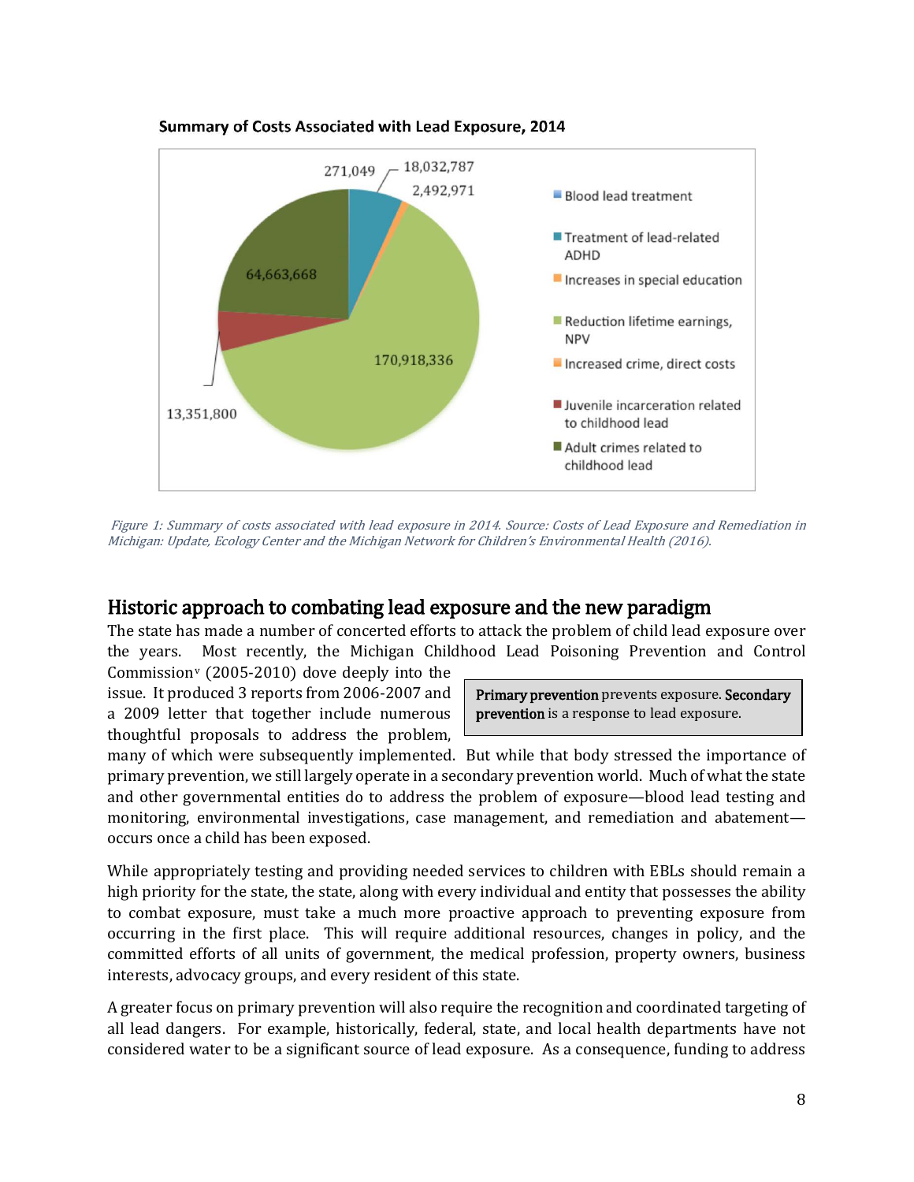**Summary of Costs Associated with Lead Exposure, 2014**

| Category | Cost |
| --- | --- |
| Blood lead treatment | 271,049 |
| Treatment of lead-related ADHD | 18,032,787 |
| Increases in special education | 2,492,971 |
| Reduction lifetime earnings, NPV | 170,918,336 |
| Increased crime, direct costs | |
| Juvenile incarceration related to childhood lead | 13,351,800 |
| Adult crimes related to childhood lead | 64,663,668 |

*Figure 1: Summary of costs associated with lead exposure in 2014. Source: Costs of Lead Exposure and Remediation in Michigan: Update, Ecology Center and the Michigan Network for Children's Environmental Health (2016).*

## Historic approach to combating lead exposure and the new paradigm

The state has made a number of concerted efforts to attack the problem of child lead exposure over the years. Most recently, the Michigan Childhood Lead Poisoning Prevention and Control Commission[v] (2005-2010) dove deeply into the issue. It produced 3 reports from 2006-2007 and a 2009 letter that together include numerous thoughtful proposals to address the problem, many of which were subsequently implemented. But while that body stressed the importance of primary prevention, we still largely operate in a secondary prevention world. Much of what the state and other governmental entities do to address the problem of exposure—blood lead testing and monitoring, environmental investigations, case management, and remediation and abatement—occurs once a child has been exposed.

> **Primary prevention** prevents exposure. **Secondary prevention** is a response to lead exposure.

While appropriately testing and providing needed services to children with EBLs should remain a high priority for the state, the state, along with every individual and entity that possesses the ability to combat exposure, must take a much more proactive approach to preventing exposure from occurring in the first place. This will require additional resources, changes in policy, and the committed efforts of all units of government, the medical profession, property owners, business interests, advocacy groups, and every resident of this state.

A greater focus on primary prevention will also require the recognition and coordinated targeting of all lead dangers. For example, historically, federal, state, and local health departments have not considered water to be a significant source of lead exposure. As a consequence, funding to address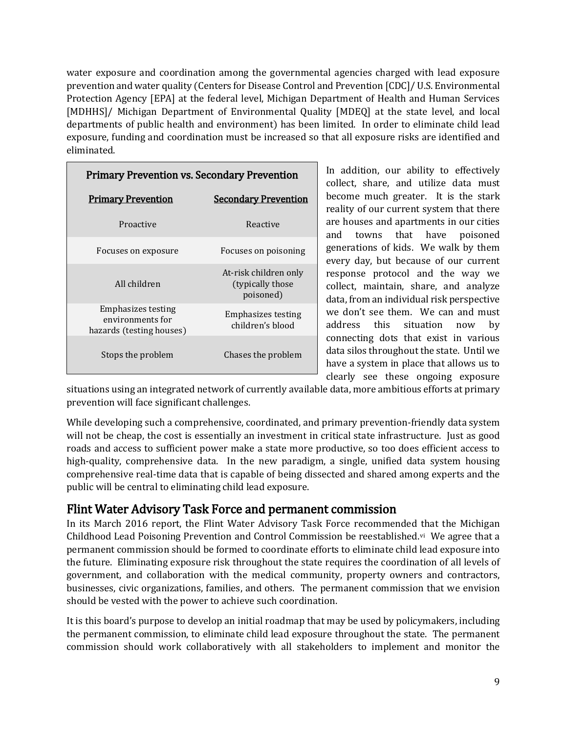water exposure and coordination among the governmental agencies charged with lead exposure prevention and water quality (Centers for Disease Control and Prevention [CDC]/ U.S. Environmental Protection Agency [EPA] at the federal level, Michigan Department of Health and Human Services [MDHHS]/ Michigan Department of Environmental Quality [MDEQ] at the state level, and local departments of public health and environment) has been limited. In order to eliminate child lead exposure, funding and coordination must be increased so that all exposure risks are identified and eliminated.

**Primary Prevention vs. Secondary Prevention**

| Primary Prevention | Secondary Prevention |
|---|---|
| Proactive | Reactive |
| Focuses on exposure | Focuses on poisoning |
| All children | At-risk children only (typically those poisoned) |
| Emphasizes testing environments for hazards (testing houses) | Emphasizes testing children's blood |
| Stops the problem | Chases the problem |

In addition, our ability to effectively collect, share, and utilize data must become much greater. It is the stark reality of our current system that there are houses and apartments in our cities and towns that have poisoned generations of kids. We walk by them every day, but because of our current response protocol and the way we collect, maintain, share, and analyze data, from an individual risk perspective we don't see them. We can and must address this situation now by connecting dots that exist in various data silos throughout the state. Until we have a system in place that allows us to clearly see these ongoing exposure situations using an integrated network of currently available data, more ambitious efforts at primary prevention will face significant challenges.

While developing such a comprehensive, coordinated, and primary prevention-friendly data system will not be cheap, the cost is essentially an investment in critical state infrastructure. Just as good roads and access to sufficient power make a state more productive, so too does efficient access to high-quality, comprehensive data. In the new paradigm, a single, unified data system housing comprehensive real-time data that is capable of being dissected and shared among experts and the public will be central to eliminating child lead exposure.

## Flint Water Advisory Task Force and permanent commission

In its March 2016 report, the Flint Water Advisory Task Force recommended that the Michigan Childhood Lead Poisoning Prevention and Control Commission be reestablished.[vi] We agree that a permanent commission should be formed to coordinate efforts to eliminate child lead exposure into the future. Eliminating exposure risk throughout the state requires the coordination of all levels of government, and collaboration with the medical community, property owners and contractors, businesses, civic organizations, families, and others. The permanent commission that we envision should be vested with the power to achieve such coordination.

It is this board's purpose to develop an initial roadmap that may be used by policymakers, including the permanent commission, to eliminate child lead exposure throughout the state. The permanent commission should work collaboratively with all stakeholders to implement and monitor the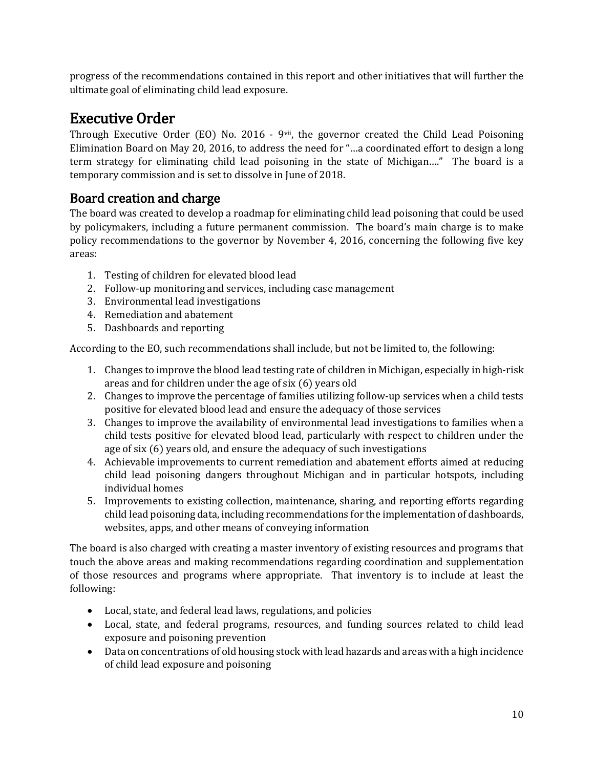progress of the recommendations contained in this report and other initiatives that will further the ultimate goal of eliminating child lead exposure.

# Executive Order

Through Executive Order (EO) No. 2016 - 9[vii], the governor created the Child Lead Poisoning Elimination Board on May 20, 2016, to address the need for "…a coordinated effort to design a long term strategy for eliminating child lead poisoning in the state of Michigan…." The board is a temporary commission and is set to dissolve in June of 2018.

## Board creation and charge

The board was created to develop a roadmap for eliminating child lead poisoning that could be used by policymakers, including a future permanent commission. The board's main charge is to make policy recommendations to the governor by November 4, 2016, concerning the following five key areas:

1. Testing of children for elevated blood lead
2. Follow-up monitoring and services, including case management
3. Environmental lead investigations
4. Remediation and abatement
5. Dashboards and reporting

According to the EO, such recommendations shall include, but not be limited to, the following:

1. Changes to improve the blood lead testing rate of children in Michigan, especially in high-risk areas and for children under the age of six (6) years old
2. Changes to improve the percentage of families utilizing follow-up services when a child tests positive for elevated blood lead and ensure the adequacy of those services
3. Changes to improve the availability of environmental lead investigations to families when a child tests positive for elevated blood lead, particularly with respect to children under the age of six (6) years old, and ensure the adequacy of such investigations
4. Achievable improvements to current remediation and abatement efforts aimed at reducing child lead poisoning dangers throughout Michigan and in particular hotspots, including individual homes
5. Improvements to existing collection, maintenance, sharing, and reporting efforts regarding child lead poisoning data, including recommendations for the implementation of dashboards, websites, apps, and other means of conveying information

The board is also charged with creating a master inventory of existing resources and programs that touch the above areas and making recommendations regarding coordination and supplementation of those resources and programs where appropriate. That inventory is to include at least the following:

- Local, state, and federal lead laws, regulations, and policies
- Local, state, and federal programs, resources, and funding sources related to child lead exposure and poisoning prevention
- Data on concentrations of old housing stock with lead hazards and areas with a high incidence of child lead exposure and poisoning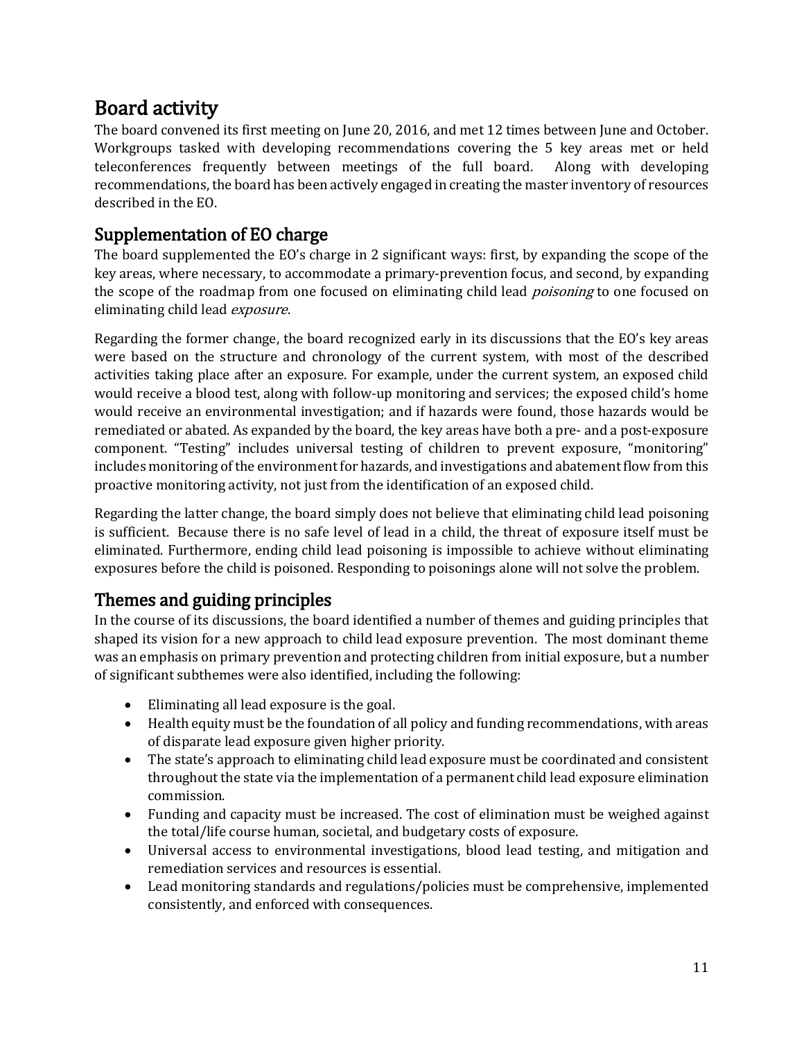## Board activity

The board convened its first meeting on June 20, 2016, and met 12 times between June and October. Workgroups tasked with developing recommendations covering the 5 key areas met or held teleconferences frequently between meetings of the full board. Along with developing recommendations, the board has been actively engaged in creating the master inventory of resources described in the EO.

## Supplementation of EO charge

The board supplemented the EO's charge in 2 significant ways: first, by expanding the scope of the key areas, where necessary, to accommodate a primary-prevention focus, and second, by expanding the scope of the roadmap from one focused on eliminating child lead *poisoning* to one focused on eliminating child lead *exposure*.

Regarding the former change, the board recognized early in its discussions that the EO's key areas were based on the structure and chronology of the current system, with most of the described activities taking place after an exposure. For example, under the current system, an exposed child would receive a blood test, along with follow-up monitoring and services; the exposed child's home would receive an environmental investigation; and if hazards were found, those hazards would be remediated or abated. As expanded by the board, the key areas have both a pre- and a post-exposure component. "Testing" includes universal testing of children to prevent exposure, "monitoring" includes monitoring of the environment for hazards, and investigations and abatement flow from this proactive monitoring activity, not just from the identification of an exposed child.

Regarding the latter change, the board simply does not believe that eliminating child lead poisoning is sufficient. Because there is no safe level of lead in a child, the threat of exposure itself must be eliminated. Furthermore, ending child lead poisoning is impossible to achieve without eliminating exposures before the child is poisoned. Responding to poisonings alone will not solve the problem.

## Themes and guiding principles

In the course of its discussions, the board identified a number of themes and guiding principles that shaped its vision for a new approach to child lead exposure prevention. The most dominant theme was an emphasis on primary prevention and protecting children from initial exposure, but a number of significant subthemes were also identified, including the following:

- Eliminating all lead exposure is the goal.
- Health equity must be the foundation of all policy and funding recommendations, with areas of disparate lead exposure given higher priority.
- The state's approach to eliminating child lead exposure must be coordinated and consistent throughout the state via the implementation of a permanent child lead exposure elimination commission.
- Funding and capacity must be increased. The cost of elimination must be weighed against the total/life course human, societal, and budgetary costs of exposure.
- Universal access to environmental investigations, blood lead testing, and mitigation and remediation services and resources is essential.
- Lead monitoring standards and regulations/policies must be comprehensive, implemented consistently, and enforced with consequences.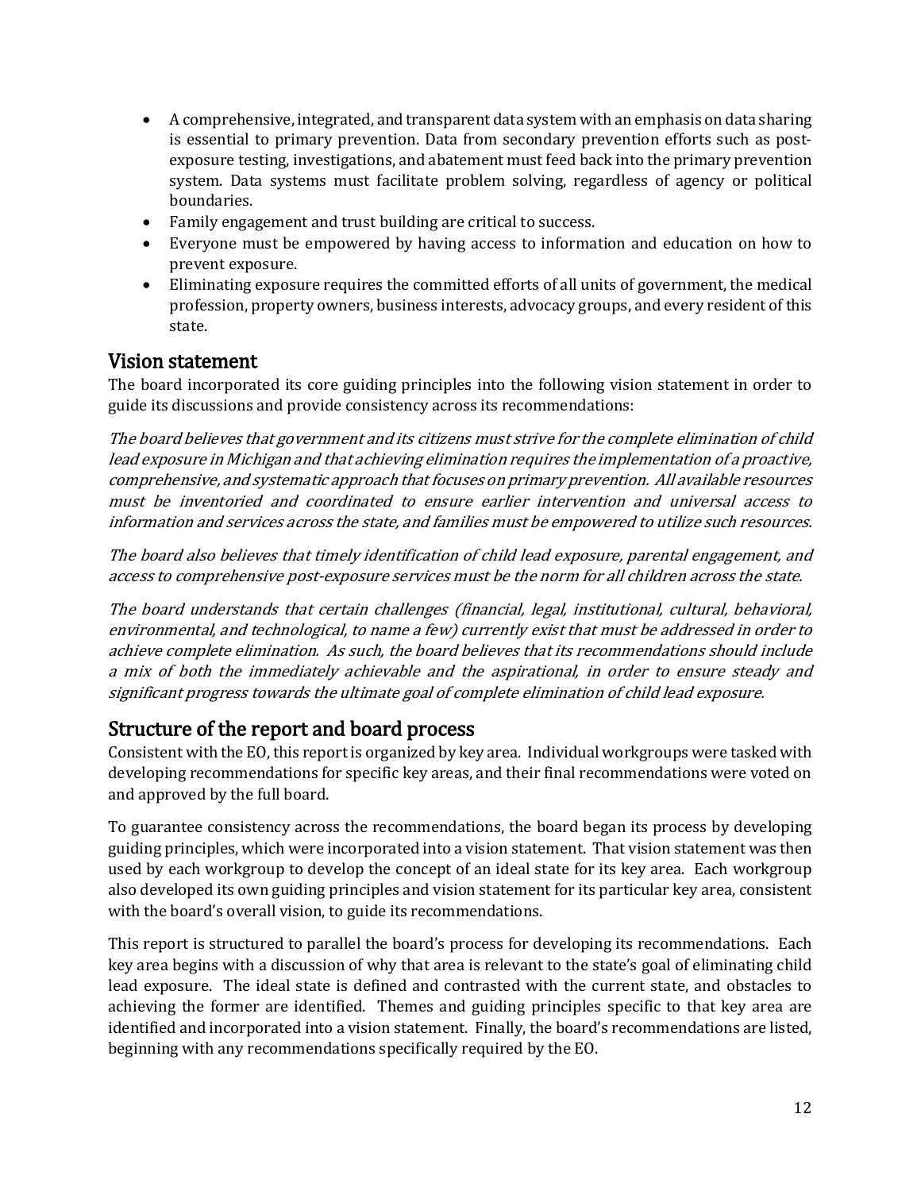- A comprehensive, integrated, and transparent data system with an emphasis on data sharing is essential to primary prevention. Data from secondary prevention efforts such as post-exposure testing, investigations, and abatement must feed back into the primary prevention system. Data systems must facilitate problem solving, regardless of agency or political boundaries.
- Family engagement and trust building are critical to success.
- Everyone must be empowered by having access to information and education on how to prevent exposure.
- Eliminating exposure requires the committed efforts of all units of government, the medical profession, property owners, business interests, advocacy groups, and every resident of this state.

## Vision statement

The board incorporated its core guiding principles into the following vision statement in order to guide its discussions and provide consistency across its recommendations:

*The board believes that government and its citizens must strive for the complete elimination of child lead exposure in Michigan and that achieving elimination requires the implementation of a proactive, comprehensive, and systematic approach that focuses on primary prevention. All available resources must be inventoried and coordinated to ensure earlier intervention and universal access to information and services across the state, and families must be empowered to utilize such resources.*

*The board also believes that timely identification of child lead exposure, parental engagement, and access to comprehensive post-exposure services must be the norm for all children across the state.*

*The board understands that certain challenges (financial, legal, institutional, cultural, behavioral, environmental, and technological, to name a few) currently exist that must be addressed in order to achieve complete elimination. As such, the board believes that its recommendations should include a mix of both the immediately achievable and the aspirational, in order to ensure steady and significant progress towards the ultimate goal of complete elimination of child lead exposure.*

## Structure of the report and board process

Consistent with the EO, this report is organized by key area. Individual workgroups were tasked with developing recommendations for specific key areas, and their final recommendations were voted on and approved by the full board.

To guarantee consistency across the recommendations, the board began its process by developing guiding principles, which were incorporated into a vision statement. That vision statement was then used by each workgroup to develop the concept of an ideal state for its key area. Each workgroup also developed its own guiding principles and vision statement for its particular key area, consistent with the board's overall vision, to guide its recommendations.

This report is structured to parallel the board's process for developing its recommendations. Each key area begins with a discussion of why that area is relevant to the state's goal of eliminating child lead exposure. The ideal state is defined and contrasted with the current state, and obstacles to achieving the former are identified. Themes and guiding principles specific to that key area are identified and incorporated into a vision statement. Finally, the board's recommendations are listed, beginning with any recommendations specifically required by the EO.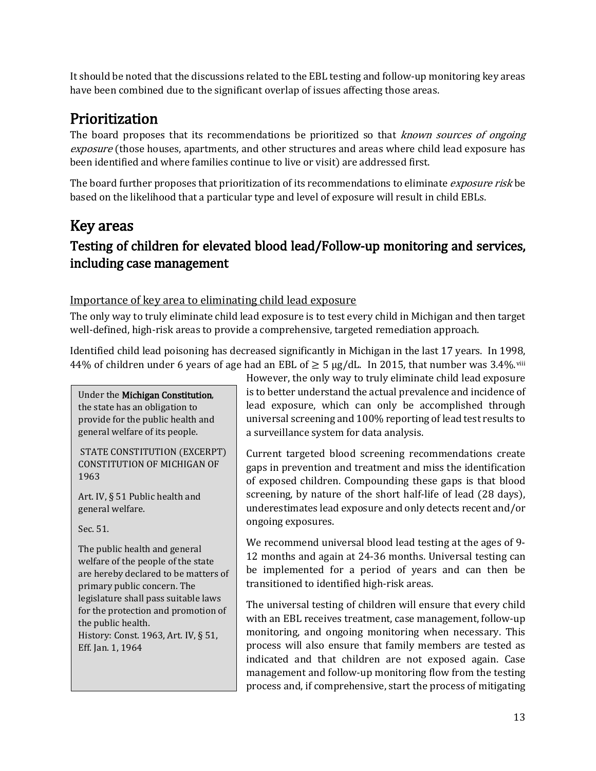It should be noted that the discussions related to the EBL testing and follow-up monitoring key areas have been combined due to the significant overlap of issues affecting those areas.

# Prioritization

The board proposes that its recommendations be prioritized so that *known sources of ongoing exposure* (those houses, apartments, and other structures and areas where child lead exposure has been identified and where families continue to live or visit) are addressed first.

The board further proposes that prioritization of its recommendations to eliminate *exposure risk* be based on the likelihood that a particular type and level of exposure will result in child EBLs.

# Key areas

## Testing of children for elevated blood lead/Follow-up monitoring and services, including case management

### Importance of key area to eliminating child lead exposure

The only way to truly eliminate child lead exposure is to test every child in Michigan and then target well-defined, high-risk areas to provide a comprehensive, targeted remediation approach.

Identified child lead poisoning has decreased significantly in Michigan in the last 17 years. In 1998, 44% of children under 6 years of age had an EBL of ≥ 5 μg/dL. In 2015, that number was 3.4%.[viii] However, the only way to truly eliminate child lead exposure is to better understand the actual prevalence and incidence of lead exposure, which can only be accomplished through universal screening and 100% reporting of lead test results to a surveillance system for data analysis.

> Under the **Michigan Constitution**, the state has an obligation to provide for the public health and general welfare of its people.
>
> STATE CONSTITUTION (EXCERPT) CONSTITUTION OF MICHIGAN OF 1963
>
> Art. IV, § 51 Public health and general welfare.
>
> Sec. 51.
>
> The public health and general welfare of the people of the state are hereby declared to be matters of primary public concern. The legislature shall pass suitable laws for the protection and promotion of the public health.
> History: Const. 1963, Art. IV, § 51, Eff. Jan. 1, 1964

Current targeted blood screening recommendations create gaps in prevention and treatment and miss the identification of exposed children. Compounding these gaps is that blood screening, by nature of the short half-life of lead (28 days), underestimates lead exposure and only detects recent and/or ongoing exposures.

We recommend universal blood lead testing at the ages of 9-12 months and again at 24-36 months. Universal testing can be implemented for a period of years and can then be transitioned to identified high-risk areas.

The universal testing of children will ensure that every child with an EBL receives treatment, case management, follow-up monitoring, and ongoing monitoring when necessary. This process will also ensure that family members are tested as indicated and that children are not exposed again. Case management and follow-up monitoring flow from the testing process and, if comprehensive, start the process of mitigating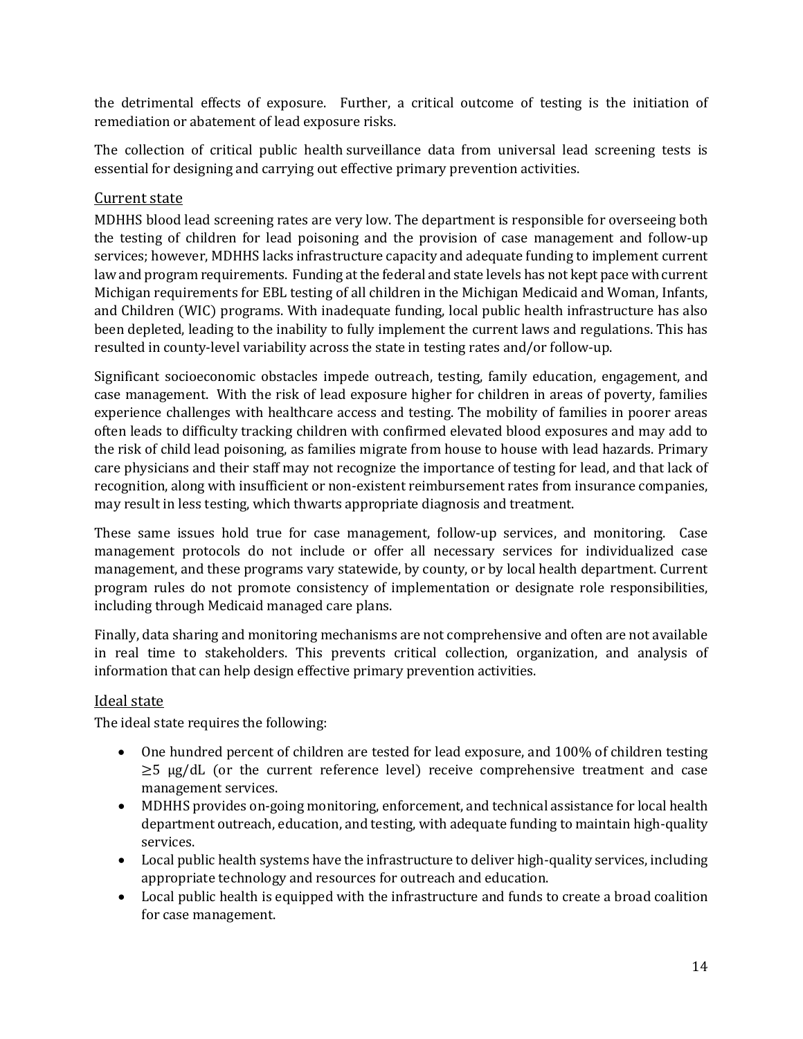the detrimental effects of exposure. Further, a critical outcome of testing is the initiation of remediation or abatement of lead exposure risks.

The collection of critical public health surveillance data from universal lead screening tests is essential for designing and carrying out effective primary prevention activities.

### Current state

MDHHS blood lead screening rates are very low. The department is responsible for overseeing both the testing of children for lead poisoning and the provision of case management and follow-up services; however, MDHHS lacks infrastructure capacity and adequate funding to implement current law and program requirements. Funding at the federal and state levels has not kept pace with current Michigan requirements for EBL testing of all children in the Michigan Medicaid and Woman, Infants, and Children (WIC) programs. With inadequate funding, local public health infrastructure has also been depleted, leading to the inability to fully implement the current laws and regulations. This has resulted in county-level variability across the state in testing rates and/or follow-up.

Significant socioeconomic obstacles impede outreach, testing, family education, engagement, and case management. With the risk of lead exposure higher for children in areas of poverty, families experience challenges with healthcare access and testing. The mobility of families in poorer areas often leads to difficulty tracking children with confirmed elevated blood exposures and may add to the risk of child lead poisoning, as families migrate from house to house with lead hazards. Primary care physicians and their staff may not recognize the importance of testing for lead, and that lack of recognition, along with insufficient or non-existent reimbursement rates from insurance companies, may result in less testing, which thwarts appropriate diagnosis and treatment.

These same issues hold true for case management, follow-up services, and monitoring. Case management protocols do not include or offer all necessary services for individualized case management, and these programs vary statewide, by county, or by local health department. Current program rules do not promote consistency of implementation or designate role responsibilities, including through Medicaid managed care plans.

Finally, data sharing and monitoring mechanisms are not comprehensive and often are not available in real time to stakeholders. This prevents critical collection, organization, and analysis of information that can help design effective primary prevention activities.

### Ideal state

The ideal state requires the following:

- One hundred percent of children are tested for lead exposure, and 100% of children testing $\geq 5$ μg/dL (or the current reference level) receive comprehensive treatment and case management services.
- MDHHS provides on-going monitoring, enforcement, and technical assistance for local health department outreach, education, and testing, with adequate funding to maintain high-quality services.
- Local public health systems have the infrastructure to deliver high-quality services, including appropriate technology and resources for outreach and education.
- Local public health is equipped with the infrastructure and funds to create a broad coalition for case management.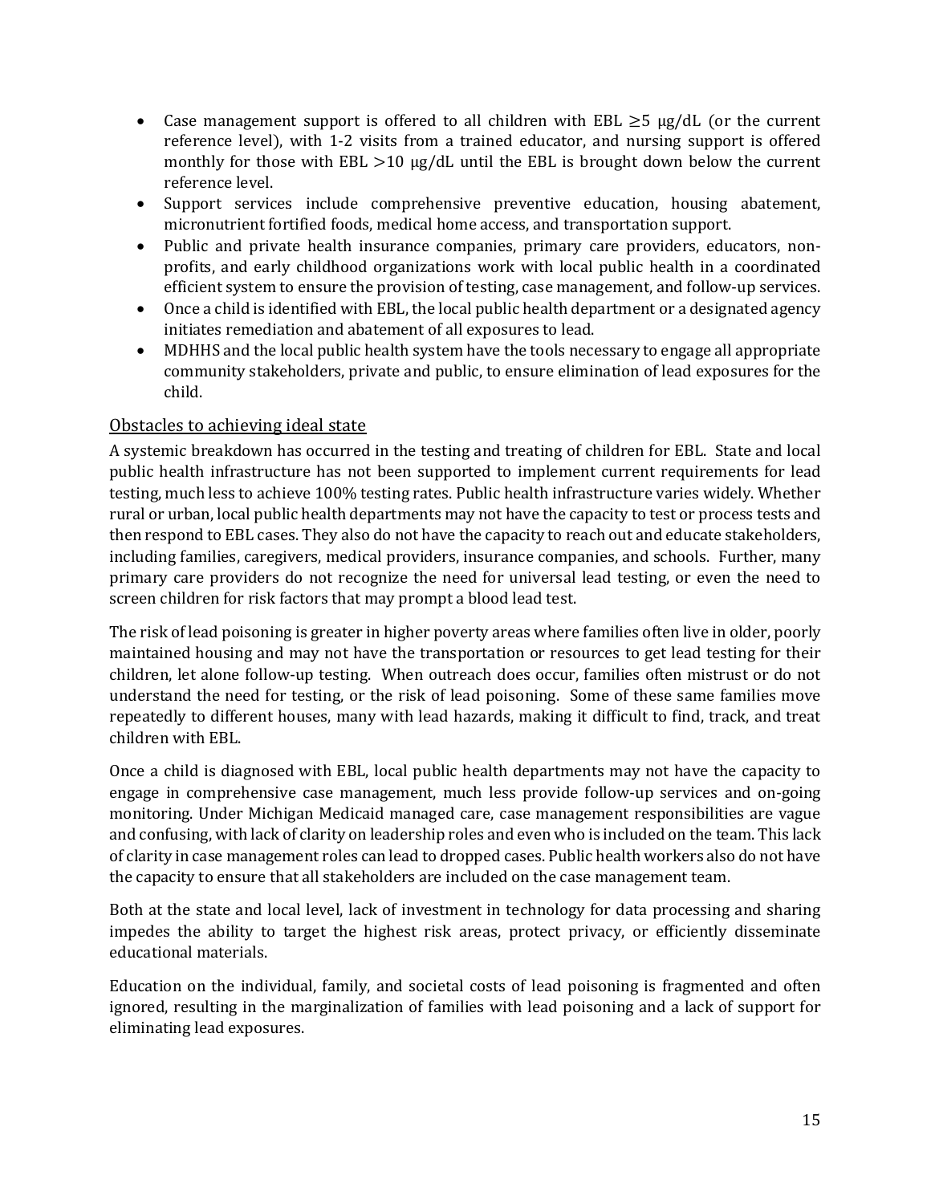- Case management support is offered to all children with EBL ≥5 μg/dL (or the current reference level), with 1-2 visits from a trained educator, and nursing support is offered monthly for those with EBL >10 μg/dL until the EBL is brought down below the current reference level.
- Support services include comprehensive preventive education, housing abatement, micronutrient fortified foods, medical home access, and transportation support.
- Public and private health insurance companies, primary care providers, educators, non-profits, and early childhood organizations work with local public health in a coordinated efficient system to ensure the provision of testing, case management, and follow-up services.
- Once a child is identified with EBL, the local public health department or a designated agency initiates remediation and abatement of all exposures to lead.
- MDHHS and the local public health system have the tools necessary to engage all appropriate community stakeholders, private and public, to ensure elimination of lead exposures for the child.

## Obstacles to achieving ideal state

A systemic breakdown has occurred in the testing and treating of children for EBL. State and local public health infrastructure has not been supported to implement current requirements for lead testing, much less to achieve 100% testing rates. Public health infrastructure varies widely. Whether rural or urban, local public health departments may not have the capacity to test or process tests and then respond to EBL cases. They also do not have the capacity to reach out and educate stakeholders, including families, caregivers, medical providers, insurance companies, and schools. Further, many primary care providers do not recognize the need for universal lead testing, or even the need to screen children for risk factors that may prompt a blood lead test.

The risk of lead poisoning is greater in higher poverty areas where families often live in older, poorly maintained housing and may not have the transportation or resources to get lead testing for their children, let alone follow-up testing. When outreach does occur, families often mistrust or do not understand the need for testing, or the risk of lead poisoning. Some of these same families move repeatedly to different houses, many with lead hazards, making it difficult to find, track, and treat children with EBL.

Once a child is diagnosed with EBL, local public health departments may not have the capacity to engage in comprehensive case management, much less provide follow-up services and on-going monitoring. Under Michigan Medicaid managed care, case management responsibilities are vague and confusing, with lack of clarity on leadership roles and even who is included on the team. This lack of clarity in case management roles can lead to dropped cases. Public health workers also do not have the capacity to ensure that all stakeholders are included on the case management team.

Both at the state and local level, lack of investment in technology for data processing and sharing impedes the ability to target the highest risk areas, protect privacy, or efficiently disseminate educational materials.

Education on the individual, family, and societal costs of lead poisoning is fragmented and often ignored, resulting in the marginalization of families with lead poisoning and a lack of support for eliminating lead exposures.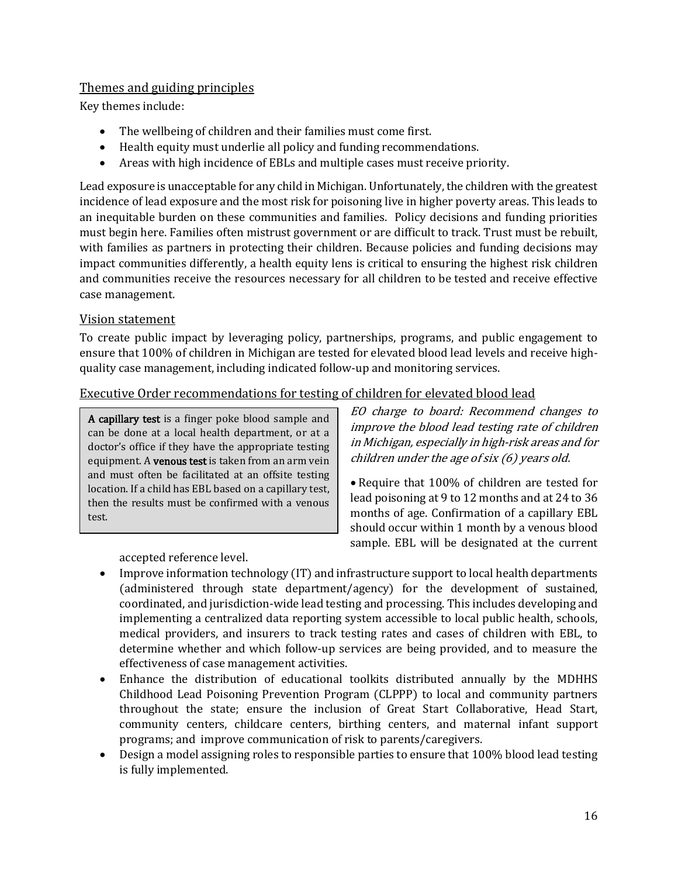## Themes and guiding principles

Key themes include:

- The wellbeing of children and their families must come first.
- Health equity must underlie all policy and funding recommendations.
- Areas with high incidence of EBLs and multiple cases must receive priority.

Lead exposure is unacceptable for any child in Michigan. Unfortunately, the children with the greatest incidence of lead exposure and the most risk for poisoning live in higher poverty areas. This leads to an inequitable burden on these communities and families. Policy decisions and funding priorities must begin here. Families often mistrust government or are difficult to track. Trust must be rebuilt, with families as partners in protecting their children. Because policies and funding decisions may impact communities differently, a health equity lens is critical to ensuring the highest risk children and communities receive the resources necessary for all children to be tested and receive effective case management.

## Vision statement

To create public impact by leveraging policy, partnerships, programs, and public engagement to ensure that 100% of children in Michigan are tested for elevated blood lead levels and receive high-quality case management, including indicated follow-up and monitoring services.

## Executive Order recommendations for testing of children for elevated blood lead

> **A capillary test** is a finger poke blood sample and can be done at a local health department, or at a doctor's office if they have the appropriate testing equipment. A **venous test** is taken from an arm vein and must often be facilitated at an offsite testing location. If a child has EBL based on a capillary test, then the results must be confirmed with a venous test.

*EO charge to board: Recommend changes to improve the blood lead testing rate of children in Michigan, especially in high-risk areas and for children under the age of six (6) years old.*

- Require that 100% of children are tested for lead poisoning at 9 to 12 months and at 24 to 36 months of age. Confirmation of a capillary EBL should occur within 1 month by a venous blood sample. EBL will be designated at the current accepted reference level.
- Improve information technology (IT) and infrastructure support to local health departments (administered through state department/agency) for the development of sustained, coordinated, and jurisdiction-wide lead testing and processing. This includes developing and implementing a centralized data reporting system accessible to local public health, schools, medical providers, and insurers to track testing rates and cases of children with EBL, to determine whether and which follow-up services are being provided, and to measure the effectiveness of case management activities.
- Enhance the distribution of educational toolkits distributed annually by the MDHHS Childhood Lead Poisoning Prevention Program (CLPPP) to local and community partners throughout the state; ensure the inclusion of Great Start Collaborative, Head Start, community centers, childcare centers, birthing centers, and maternal infant support programs; and improve communication of risk to parents/caregivers.
- Design a model assigning roles to responsible parties to ensure that 100% blood lead testing is fully implemented.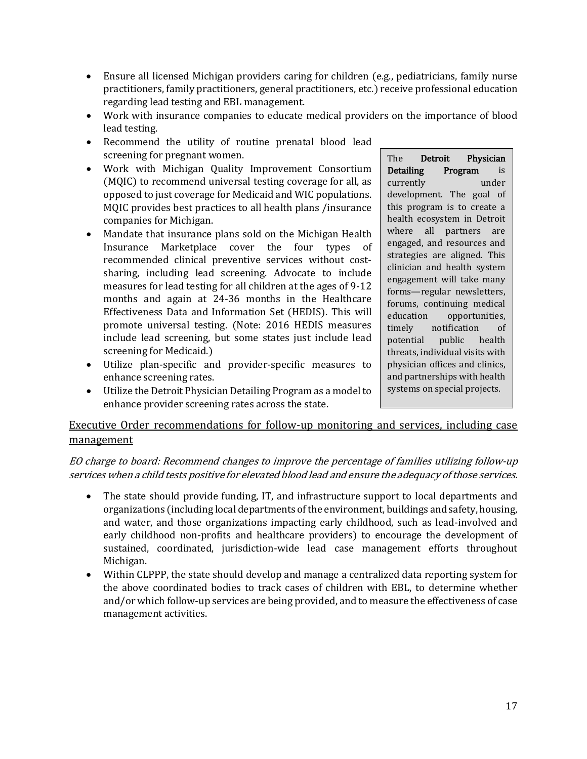- Ensure all licensed Michigan providers caring for children (e.g., pediatricians, family nurse practitioners, family practitioners, general practitioners, etc.) receive professional education regarding lead testing and EBL management.
- Work with insurance companies to educate medical providers on the importance of blood lead testing.
- Recommend the utility of routine prenatal blood lead screening for pregnant women.
- Work with Michigan Quality Improvement Consortium (MQIC) to recommend universal testing coverage for all, as opposed to just coverage for Medicaid and WIC populations. MQIC provides best practices to all health plans /insurance companies for Michigan.
- Mandate that insurance plans sold on the Michigan Health Insurance Marketplace cover the four types of recommended clinical preventive services without cost-sharing, including lead screening. Advocate to include measures for lead testing for all children at the ages of 9-12 months and again at 24-36 months in the Healthcare Effectiveness Data and Information Set (HEDIS). This will promote universal testing. (Note: 2016 HEDIS measures include lead screening, but some states just include lead screening for Medicaid.)
- Utilize plan-specific and provider-specific measures to enhance screening rates.
- Utilize the Detroit Physician Detailing Program as a model to enhance provider screening rates across the state.

> The **Detroit Physician Detailing Program** is currently under development. The goal of this program is to create a health ecosystem in Detroit where all partners are engaged, and resources and strategies are aligned. This clinician and health system engagement will take many forms—regular newsletters, forums, continuing medical education opportunities, timely notification of potential public health threats, individual visits with physician offices and clinics, and partnerships with health systems on special projects.

## Executive Order recommendations for follow-up monitoring and services, including case management

*EO charge to board: Recommend changes to improve the percentage of families utilizing follow-up services when a child tests positive for elevated blood lead and ensure the adequacy of those services.*

- The state should provide funding, IT, and infrastructure support to local departments and organizations (including local departments of the environment, buildings and safety, housing, and water, and those organizations impacting early childhood, such as lead-involved and early childhood non-profits and healthcare providers) to encourage the development of sustained, coordinated, jurisdiction-wide lead case management efforts throughout Michigan.
- Within CLPPP, the state should develop and manage a centralized data reporting system for the above coordinated bodies to track cases of children with EBL, to determine whether and/or which follow-up services are being provided, and to measure the effectiveness of case management activities.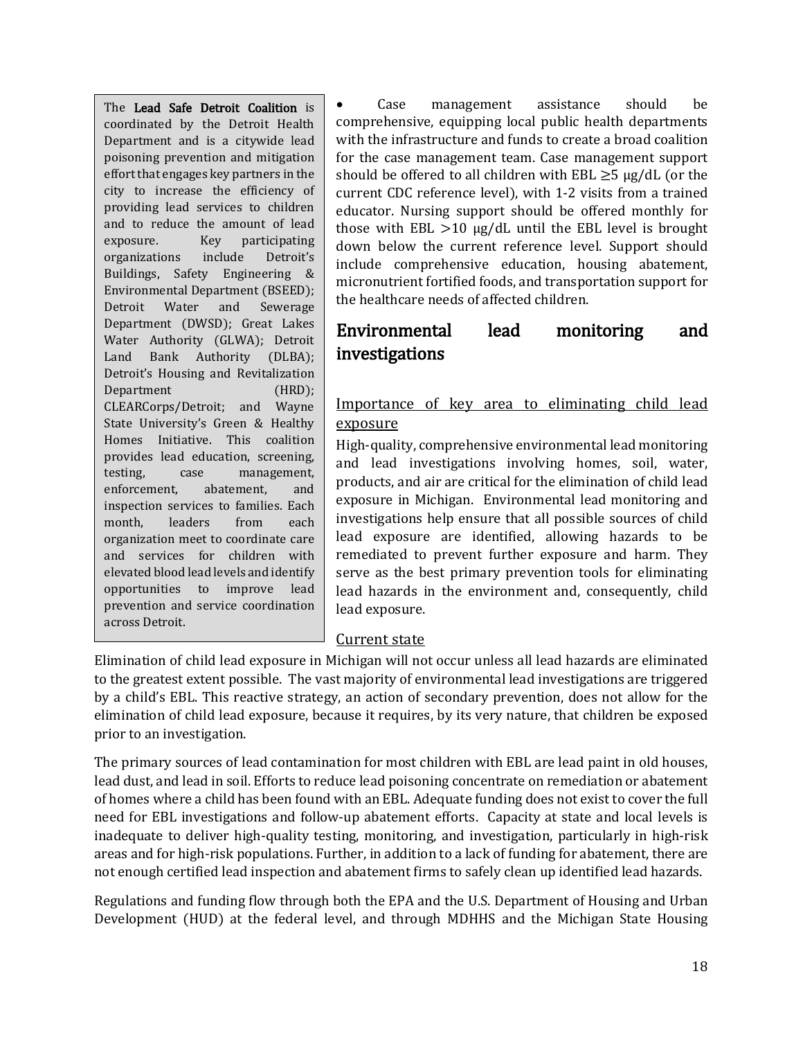The **Lead Safe Detroit Coalition** is coordinated by the Detroit Health Department and is a citywide lead poisoning prevention and mitigation effort that engages key partners in the city to increase the efficiency of providing lead services to children and to reduce the amount of lead exposure. Key participating organizations include Detroit's Buildings, Safety Engineering & Environmental Department (BSEED); Detroit Water and Sewerage Department (DWSD); Great Lakes Water Authority (GLWA); Detroit Land Bank Authority (DLBA); Detroit's Housing and Revitalization Department (HRD); CLEARCorps/Detroit; and Wayne State University's Green & Healthy Homes Initiative. This coalition provides lead education, screening, testing, case management, enforcement, abatement, and inspection services to families. Each month, leaders from each organization meet to coordinate care and services for children with elevated blood lead levels and identify opportunities to improve lead prevention and service coordination across Detroit.

- Case management assistance should be comprehensive, equipping local public health departments with the infrastructure and funds to create a broad coalition for the case management team. Case management support should be offered to all children with EBL ≥5 µg/dL (or the current CDC reference level), with 1-2 visits from a trained educator. Nursing support should be offered monthly for those with EBL >10 µg/dL until the EBL level is brought down below the current reference level. Support should include comprehensive education, housing abatement, micronutrient fortified foods, and transportation support for the healthcare needs of affected children.

## Environmental lead monitoring and investigations

### Importance of key area to eliminating child lead exposure

High-quality, comprehensive environmental lead monitoring and lead investigations involving homes, soil, water, products, and air are critical for the elimination of child lead exposure in Michigan. Environmental lead monitoring and investigations help ensure that all possible sources of child lead exposure are identified, allowing hazards to be remediated to prevent further exposure and harm. They serve as the best primary prevention tools for eliminating lead hazards in the environment and, consequently, child lead exposure.

### Current state

Elimination of child lead exposure in Michigan will not occur unless all lead hazards are eliminated to the greatest extent possible. The vast majority of environmental lead investigations are triggered by a child's EBL. This reactive strategy, an action of secondary prevention, does not allow for the elimination of child lead exposure, because it requires, by its very nature, that children be exposed prior to an investigation.

The primary sources of lead contamination for most children with EBL are lead paint in old houses, lead dust, and lead in soil. Efforts to reduce lead poisoning concentrate on remediation or abatement of homes where a child has been found with an EBL. Adequate funding does not exist to cover the full need for EBL investigations and follow-up abatement efforts. Capacity at state and local levels is inadequate to deliver high-quality testing, monitoring, and investigation, particularly in high-risk areas and for high-risk populations. Further, in addition to a lack of funding for abatement, there are not enough certified lead inspection and abatement firms to safely clean up identified lead hazards.

Regulations and funding flow through both the EPA and the U.S. Department of Housing and Urban Development (HUD) at the federal level, and through MDHHS and the Michigan State Housing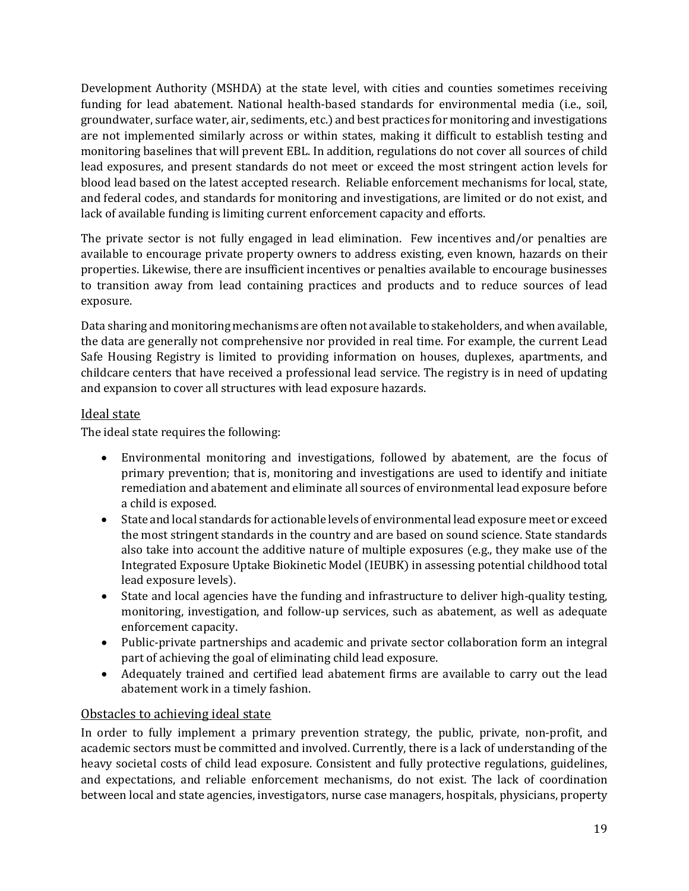Development Authority (MSHDA) at the state level, with cities and counties sometimes receiving funding for lead abatement. National health-based standards for environmental media (i.e., soil, groundwater, surface water, air, sediments, etc.) and best practices for monitoring and investigations are not implemented similarly across or within states, making it difficult to establish testing and monitoring baselines that will prevent EBL. In addition, regulations do not cover all sources of child lead exposures, and present standards do not meet or exceed the most stringent action levels for blood lead based on the latest accepted research. Reliable enforcement mechanisms for local, state, and federal codes, and standards for monitoring and investigations, are limited or do not exist, and lack of available funding is limiting current enforcement capacity and efforts.

The private sector is not fully engaged in lead elimination. Few incentives and/or penalties are available to encourage private property owners to address existing, even known, hazards on their properties. Likewise, there are insufficient incentives or penalties available to encourage businesses to transition away from lead containing practices and products and to reduce sources of lead exposure.

Data sharing and monitoring mechanisms are often not available to stakeholders, and when available, the data are generally not comprehensive nor provided in real time. For example, the current Lead Safe Housing Registry is limited to providing information on houses, duplexes, apartments, and childcare centers that have received a professional lead service. The registry is in need of updating and expansion to cover all structures with lead exposure hazards.

### Ideal state

The ideal state requires the following:

- Environmental monitoring and investigations, followed by abatement, are the focus of primary prevention; that is, monitoring and investigations are used to identify and initiate remediation and abatement and eliminate all sources of environmental lead exposure before a child is exposed.
- State and local standards for actionable levels of environmental lead exposure meet or exceed the most stringent standards in the country and are based on sound science. State standards also take into account the additive nature of multiple exposures (e.g., they make use of the Integrated Exposure Uptake Biokinetic Model (IEUBK) in assessing potential childhood total lead exposure levels).
- State and local agencies have the funding and infrastructure to deliver high-quality testing, monitoring, investigation, and follow-up services, such as abatement, as well as adequate enforcement capacity.
- Public-private partnerships and academic and private sector collaboration form an integral part of achieving the goal of eliminating child lead exposure.
- Adequately trained and certified lead abatement firms are available to carry out the lead abatement work in a timely fashion.

### Obstacles to achieving ideal state

In order to fully implement a primary prevention strategy, the public, private, non-profit, and academic sectors must be committed and involved. Currently, there is a lack of understanding of the heavy societal costs of child lead exposure. Consistent and fully protective regulations, guidelines, and expectations, and reliable enforcement mechanisms, do not exist. The lack of coordination between local and state agencies, investigators, nurse case managers, hospitals, physicians, property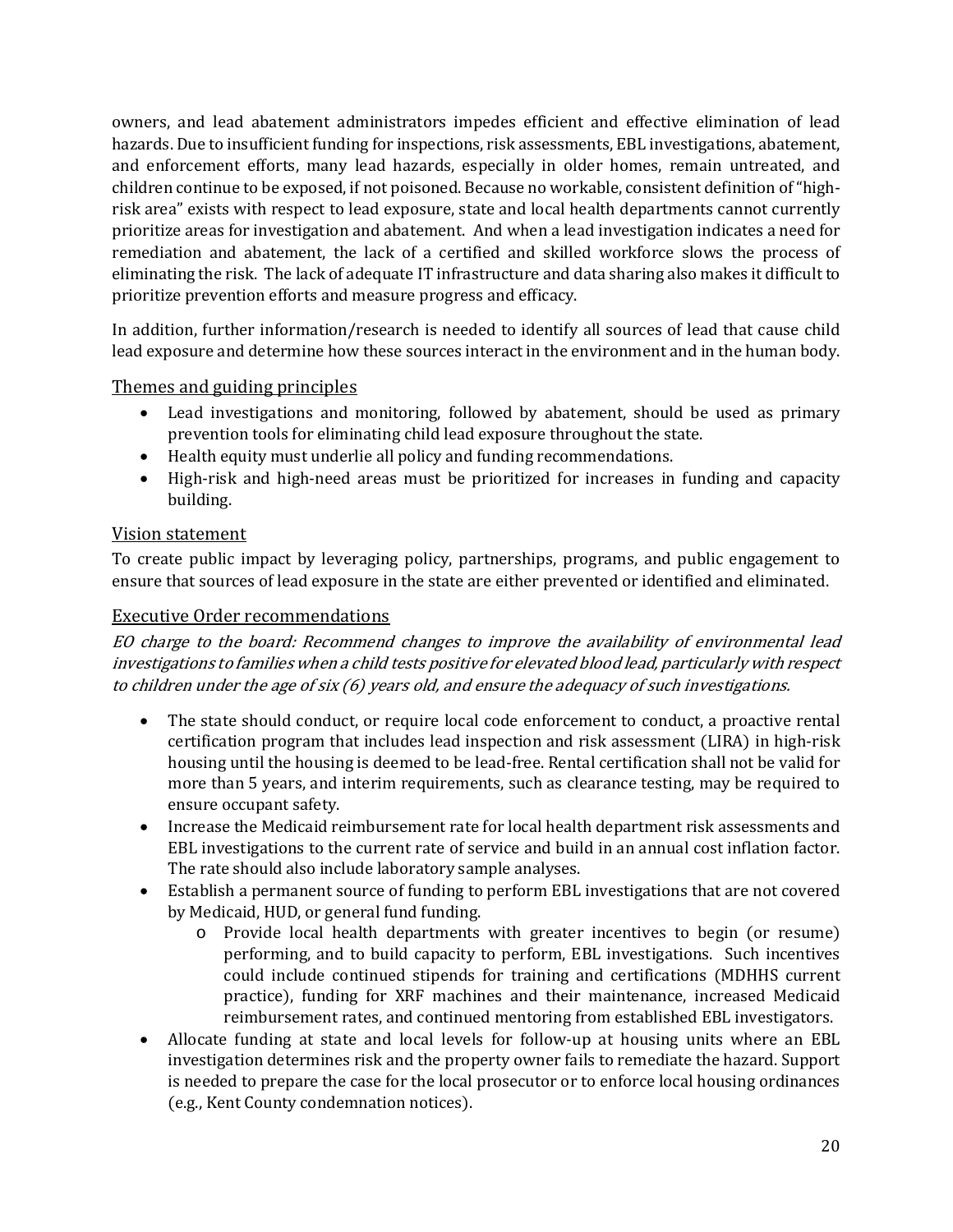owners, and lead abatement administrators impedes efficient and effective elimination of lead hazards. Due to insufficient funding for inspections, risk assessments, EBL investigations, abatement, and enforcement efforts, many lead hazards, especially in older homes, remain untreated, and children continue to be exposed, if not poisoned. Because no workable, consistent definition of "high-risk area" exists with respect to lead exposure, state and local health departments cannot currently prioritize areas for investigation and abatement. And when a lead investigation indicates a need for remediation and abatement, the lack of a certified and skilled workforce slows the process of eliminating the risk. The lack of adequate IT infrastructure and data sharing also makes it difficult to prioritize prevention efforts and measure progress and efficacy.

In addition, further information/research is needed to identify all sources of lead that cause child lead exposure and determine how these sources interact in the environment and in the human body.

## Themes and guiding principles

- Lead investigations and monitoring, followed by abatement, should be used as primary prevention tools for eliminating child lead exposure throughout the state.
- Health equity must underlie all policy and funding recommendations.
- High-risk and high-need areas must be prioritized for increases in funding and capacity building.

## Vision statement

To create public impact by leveraging policy, partnerships, programs, and public engagement to ensure that sources of lead exposure in the state are either prevented or identified and eliminated.

## Executive Order recommendations

*EO charge to the board: Recommend changes to improve the availability of environmental lead investigations to families when a child tests positive for elevated blood lead, particularly with respect to children under the age of six (6) years old, and ensure the adequacy of such investigations.*

- The state should conduct, or require local code enforcement to conduct, a proactive rental certification program that includes lead inspection and risk assessment (LIRA) in high-risk housing until the housing is deemed to be lead-free. Rental certification shall not be valid for more than 5 years, and interim requirements, such as clearance testing, may be required to ensure occupant safety.
- Increase the Medicaid reimbursement rate for local health department risk assessments and EBL investigations to the current rate of service and build in an annual cost inflation factor. The rate should also include laboratory sample analyses.
- Establish a permanent source of funding to perform EBL investigations that are not covered by Medicaid, HUD, or general fund funding.
    - Provide local health departments with greater incentives to begin (or resume) performing, and to build capacity to perform, EBL investigations. Such incentives could include continued stipends for training and certifications (MDHHS current practice), funding for XRF machines and their maintenance, increased Medicaid reimbursement rates, and continued mentoring from established EBL investigators.
- Allocate funding at state and local levels for follow-up at housing units where an EBL investigation determines risk and the property owner fails to remediate the hazard. Support is needed to prepare the case for the local prosecutor or to enforce local housing ordinances (e.g., Kent County condemnation notices).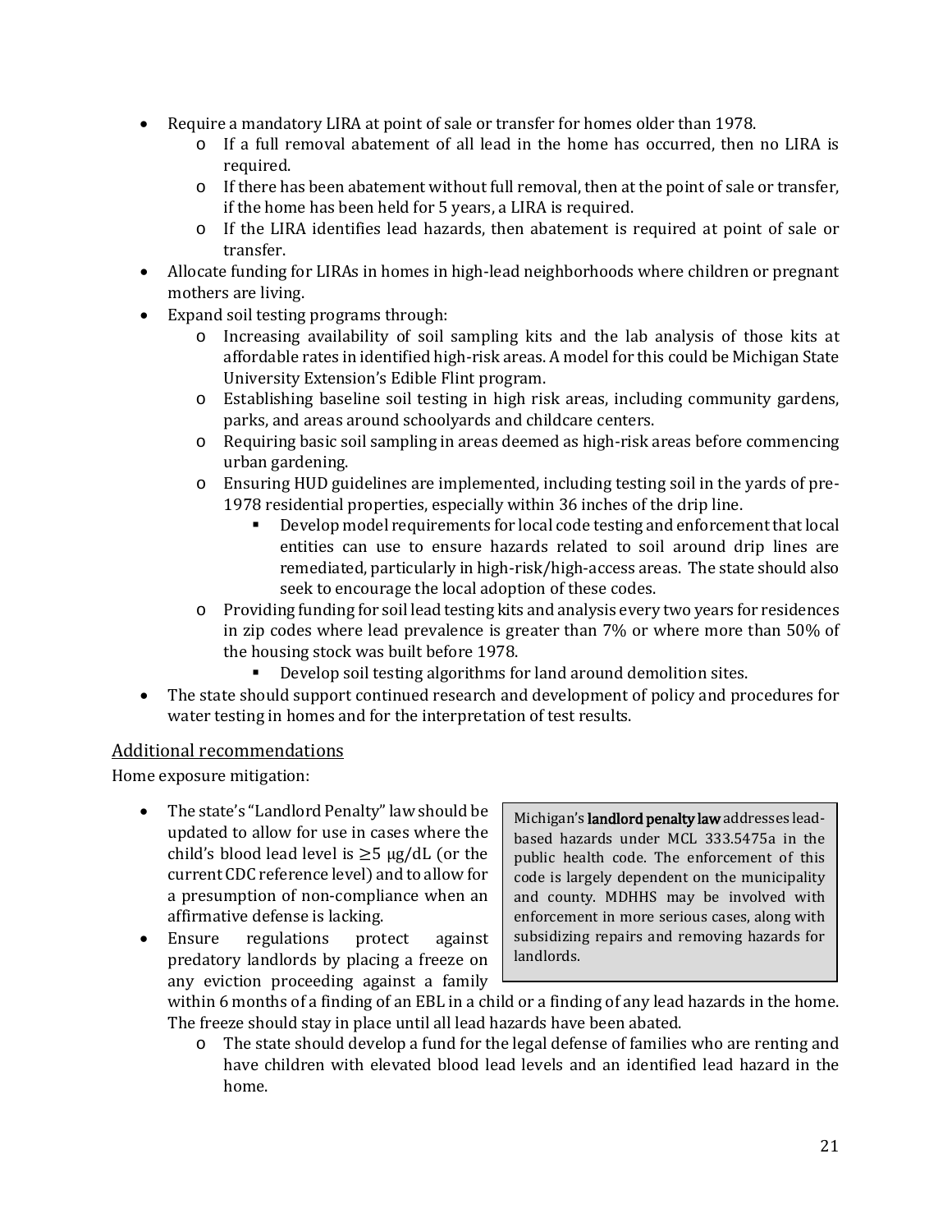- Require a mandatory LIRA at point of sale or transfer for homes older than 1978.
  - If a full removal abatement of all lead in the home has occurred, then no LIRA is required.
  - If there has been abatement without full removal, then at the point of sale or transfer, if the home has been held for 5 years, a LIRA is required.
  - If the LIRA identifies lead hazards, then abatement is required at point of sale or transfer.
- Allocate funding for LIRAs in homes in high-lead neighborhoods where children or pregnant mothers are living.
- Expand soil testing programs through:
  - Increasing availability of soil sampling kits and the lab analysis of those kits at affordable rates in identified high-risk areas. A model for this could be Michigan State University Extension's Edible Flint program.
  - Establishing baseline soil testing in high risk areas, including community gardens, parks, and areas around schoolyards and childcare centers.
  - Requiring basic soil sampling in areas deemed as high-risk areas before commencing urban gardening.
  - Ensuring HUD guidelines are implemented, including testing soil in the yards of pre-1978 residential properties, especially within 36 inches of the drip line.
    - Develop model requirements for local code testing and enforcement that local entities can use to ensure hazards related to soil around drip lines are remediated, particularly in high-risk/high-access areas. The state should also seek to encourage the local adoption of these codes.
  - Providing funding for soil lead testing kits and analysis every two years for residences in zip codes where lead prevalence is greater than 7% or where more than 50% of the housing stock was built before 1978.
    - Develop soil testing algorithms for land around demolition sites.
- The state should support continued research and development of policy and procedures for water testing in homes and for the interpretation of test results.

## Additional recommendations

Home exposure mitigation:

- The state's "Landlord Penalty" law should be updated to allow for use in cases where the child's blood lead level is $\geq 5$ µg/dL (or the current CDC reference level) and to allow for a presumption of non-compliance when an affirmative defense is lacking.
- Ensure regulations protect against predatory landlords by placing a freeze on any eviction proceeding against a family within 6 months of a finding of an EBL in a child or a finding of any lead hazards in the home. The freeze should stay in place until all lead hazards have been abated.
  - The state should develop a fund for the legal defense of families who are renting and have children with elevated blood lead levels and an identified lead hazard in the home.

> Michigan's **landlord penalty law** addresses lead-based hazards under MCL 333.5475a in the public health code. The enforcement of this code is largely dependent on the municipality and county. MDHHS may be involved with enforcement in more serious cases, along with subsidizing repairs and removing hazards for landlords.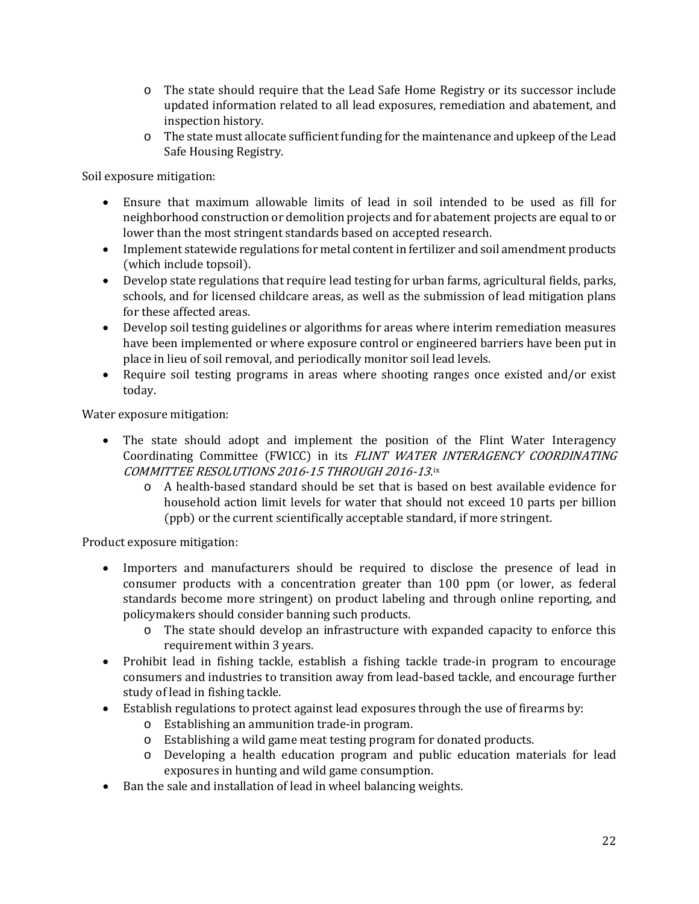- The state should require that the Lead Safe Home Registry or its successor include updated information related to all lead exposures, remediation and abatement, and inspection history.
  - The state must allocate sufficient funding for the maintenance and upkeep of the Lead Safe Housing Registry.

Soil exposure mitigation:

- Ensure that maximum allowable limits of lead in soil intended to be used as fill for neighborhood construction or demolition projects and for abatement projects are equal to or lower than the most stringent standards based on accepted research.
- Implement statewide regulations for metal content in fertilizer and soil amendment products (which include topsoil).
- Develop state regulations that require lead testing for urban farms, agricultural fields, parks, schools, and for licensed childcare areas, as well as the submission of lead mitigation plans for these affected areas.
- Develop soil testing guidelines or algorithms for areas where interim remediation measures have been implemented or where exposure control or engineered barriers have been put in place in lieu of soil removal, and periodically monitor soil lead levels.
- Require soil testing programs in areas where shooting ranges once existed and/or exist today.

Water exposure mitigation:

- The state should adopt and implement the position of the Flint Water Interagency Coordinating Committee (FWICC) in its *FLINT WATER INTERAGENCY COORDINATING COMMITTEE RESOLUTIONS 2016-15 THROUGH 2016-13*.[ix]
  - A health-based standard should be set that is based on best available evidence for household action limit levels for water that should not exceed 10 parts per billion (ppb) or the current scientifically acceptable standard, if more stringent.

Product exposure mitigation:

- Importers and manufacturers should be required to disclose the presence of lead in consumer products with a concentration greater than 100 ppm (or lower, as federal standards become more stringent) on product labeling and through online reporting, and policymakers should consider banning such products.
  - The state should develop an infrastructure with expanded capacity to enforce this requirement within 3 years.
- Prohibit lead in fishing tackle, establish a fishing tackle trade-in program to encourage consumers and industries to transition away from lead-based tackle, and encourage further study of lead in fishing tackle.
- Establish regulations to protect against lead exposures through the use of firearms by:
  - Establishing an ammunition trade-in program.
  - Establishing a wild game meat testing program for donated products.
  - Developing a health education program and public education materials for lead exposures in hunting and wild game consumption.
- Ban the sale and installation of lead in wheel balancing weights.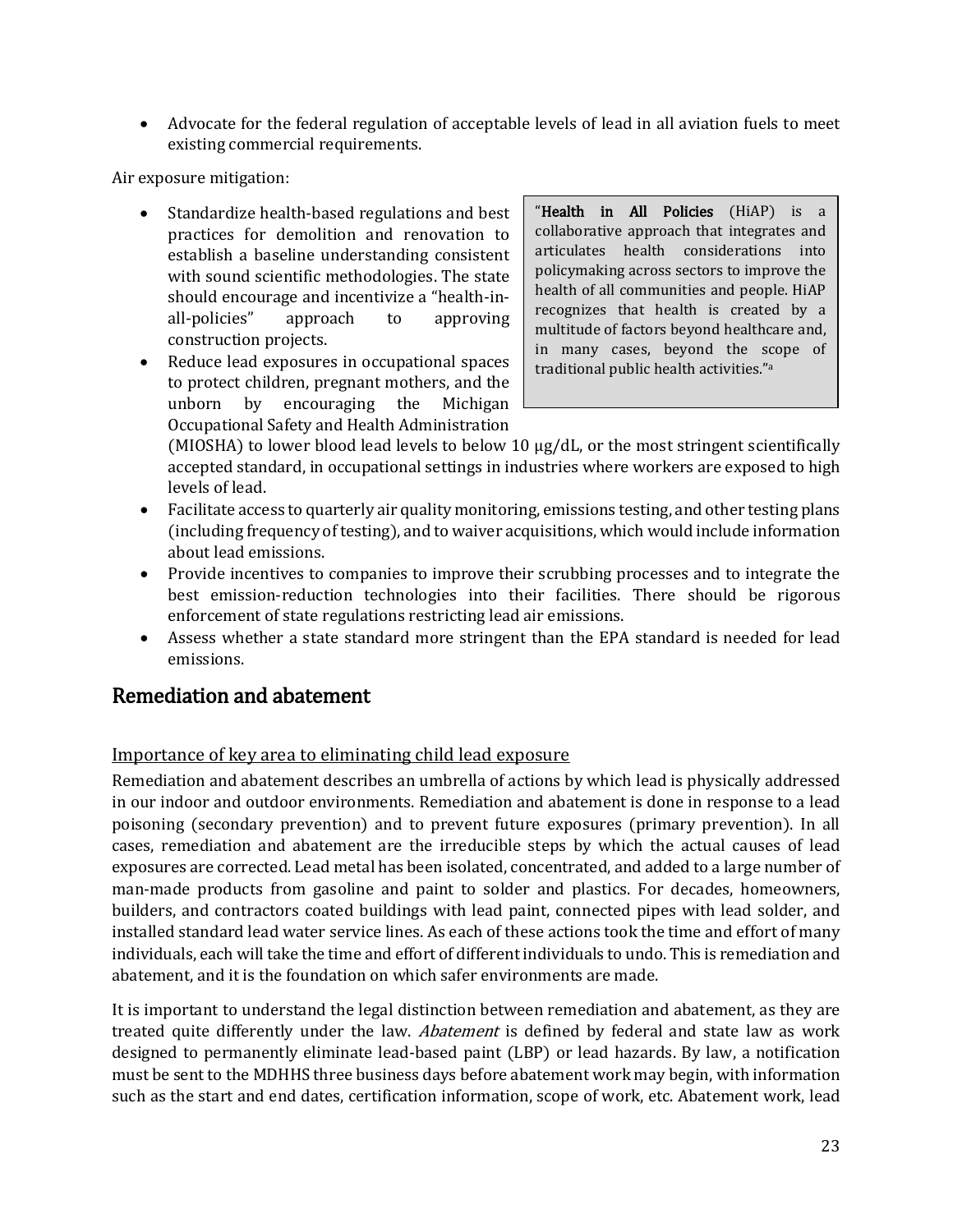- Advocate for the federal regulation of acceptable levels of lead in all aviation fuels to meet existing commercial requirements.

Air exposure mitigation:

- Standardize health-based regulations and best practices for demolition and renovation to establish a baseline understanding consistent with sound scientific methodologies. The state should encourage and incentivize a "health-in-all-policies" approach to approving construction projects.
- Reduce lead exposures in occupational spaces to protect children, pregnant mothers, and the unborn by encouraging the Michigan Occupational Safety and Health Administration (MIOSHA) to lower blood lead levels to below 10 µg/dL, or the most stringent scientifically accepted standard, in occupational settings in industries where workers are exposed to high levels of lead.
- Facilitate access to quarterly air quality monitoring, emissions testing, and other testing plans (including frequency of testing), and to waiver acquisitions, which would include information about lead emissions.
- Provide incentives to companies to improve their scrubbing processes and to integrate the best emission-reduction technologies into their facilities. There should be rigorous enforcement of state regulations restricting lead air emissions.
- Assess whether a state standard more stringent than the EPA standard is needed for lead emissions.

> "**Health in All Policies** (HiAP) is a collaborative approach that integrates and articulates health considerations into policymaking across sectors to improve the health of all communities and people. HiAP recognizes that health is created by a multitude of factors beyond healthcare and, in many cases, beyond the scope of traditional public health activities."[a]

## Remediation and abatement

### Importance of key area to eliminating child lead exposure

Remediation and abatement describes an umbrella of actions by which lead is physically addressed in our indoor and outdoor environments. Remediation and abatement is done in response to a lead poisoning (secondary prevention) and to prevent future exposures (primary prevention). In all cases, remediation and abatement are the irreducible steps by which the actual causes of lead exposures are corrected. Lead metal has been isolated, concentrated, and added to a large number of man-made products from gasoline and paint to solder and plastics. For decades, homeowners, builders, and contractors coated buildings with lead paint, connected pipes with lead solder, and installed standard lead water service lines. As each of these actions took the time and effort of many individuals, each will take the time and effort of different individuals to undo. This is remediation and abatement, and it is the foundation on which safer environments are made.

It is important to understand the legal distinction between remediation and abatement, as they are treated quite differently under the law. *Abatement* is defined by federal and state law as work designed to permanently eliminate lead-based paint (LBP) or lead hazards. By law, a notification must be sent to the MDHHS three business days before abatement work may begin, with information such as the start and end dates, certification information, scope of work, etc. Abatement work, lead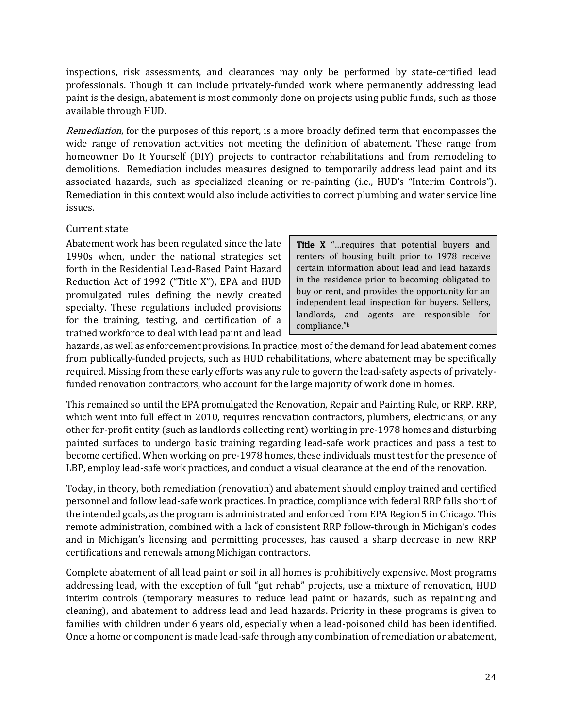inspections, risk assessments, and clearances may only be performed by state-certified lead professionals. Though it can include privately-funded work where permanently addressing lead paint is the design, abatement is most commonly done on projects using public funds, such as those available through HUD.

*Remediation*, for the purposes of this report, is a more broadly defined term that encompasses the wide range of renovation activities not meeting the definition of abatement. These range from homeowner Do It Yourself (DIY) projects to contractor rehabilitations and from remodeling to demolitions. Remediation includes measures designed to temporarily address lead paint and its associated hazards, such as specialized cleaning or re-painting (i.e., HUD's "Interim Controls"). Remediation in this context would also include activities to correct plumbing and water service line issues.

### Current state

> **Title X** "…requires that potential buyers and renters of housing built prior to 1978 receive certain information about lead and lead hazards in the residence prior to becoming obligated to buy or rent, and provides the opportunity for an independent lead inspection for buyers. Sellers, landlords, and agents are responsible for compliance."[b]

Abatement work has been regulated since the late 1990s when, under the national strategies set forth in the Residential Lead-Based Paint Hazard Reduction Act of 1992 ("Title X"), EPA and HUD promulgated rules defining the newly created specialty. These regulations included provisions for the training, testing, and certification of a trained workforce to deal with lead paint and lead hazards, as well as enforcement provisions. In practice, most of the demand for lead abatement comes from publically-funded projects, such as HUD rehabilitations, where abatement may be specifically required. Missing from these early efforts was any rule to govern the lead-safety aspects of privately-funded renovation contractors, who account for the large majority of work done in homes.

This remained so until the EPA promulgated the Renovation, Repair and Painting Rule, or RRP. RRP, which went into full effect in 2010, requires renovation contractors, plumbers, electricians, or any other for-profit entity (such as landlords collecting rent) working in pre-1978 homes and disturbing painted surfaces to undergo basic training regarding lead-safe work practices and pass a test to become certified. When working on pre-1978 homes, these individuals must test for the presence of LBP, employ lead-safe work practices, and conduct a visual clearance at the end of the renovation.

Today, in theory, both remediation (renovation) and abatement should employ trained and certified personnel and follow lead-safe work practices. In practice, compliance with federal RRP falls short of the intended goals, as the program is administrated and enforced from EPA Region 5 in Chicago. This remote administration, combined with a lack of consistent RRP follow-through in Michigan's codes and in Michigan's licensing and permitting processes, has caused a sharp decrease in new RRP certifications and renewals among Michigan contractors.

Complete abatement of all lead paint or soil in all homes is prohibitively expensive. Most programs addressing lead, with the exception of full "gut rehab" projects, use a mixture of renovation, HUD interim controls (temporary measures to reduce lead paint or hazards, such as repainting and cleaning), and abatement to address lead and lead hazards. Priority in these programs is given to families with children under 6 years old, especially when a lead-poisoned child has been identified. Once a home or component is made lead-safe through any combination of remediation or abatement,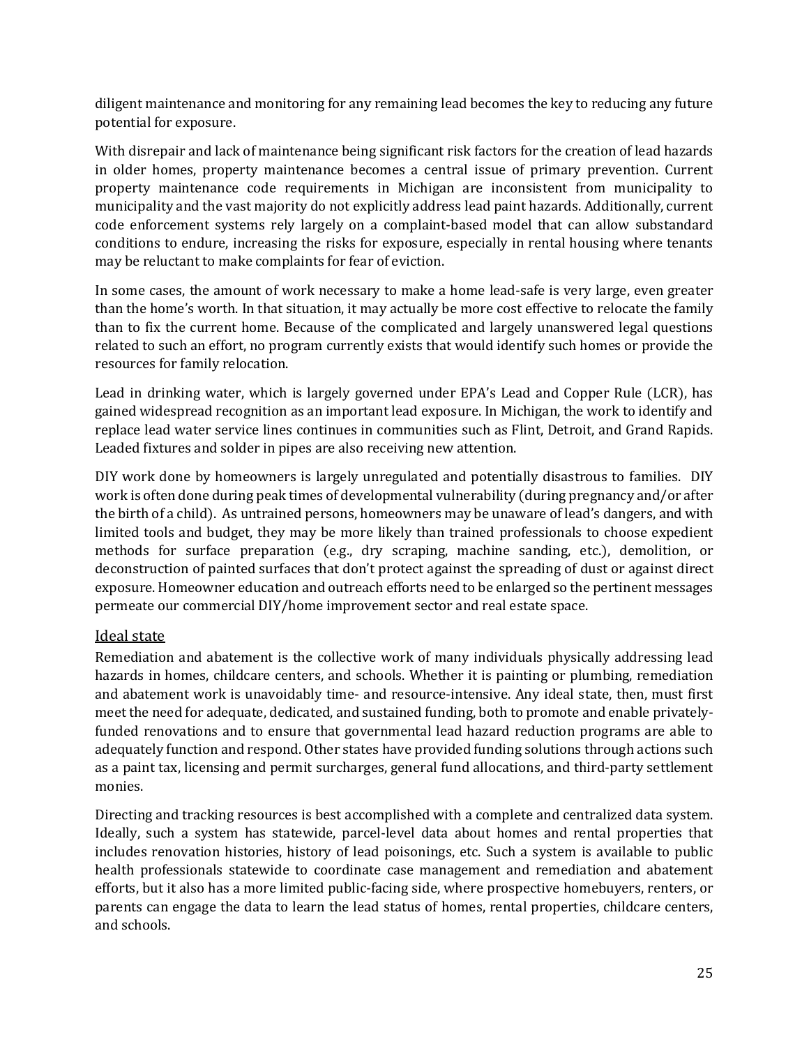diligent maintenance and monitoring for any remaining lead becomes the key to reducing any future potential for exposure.

With disrepair and lack of maintenance being significant risk factors for the creation of lead hazards in older homes, property maintenance becomes a central issue of primary prevention. Current property maintenance code requirements in Michigan are inconsistent from municipality to municipality and the vast majority do not explicitly address lead paint hazards. Additionally, current code enforcement systems rely largely on a complaint-based model that can allow substandard conditions to endure, increasing the risks for exposure, especially in rental housing where tenants may be reluctant to make complaints for fear of eviction.

In some cases, the amount of work necessary to make a home lead-safe is very large, even greater than the home's worth. In that situation, it may actually be more cost effective to relocate the family than to fix the current home. Because of the complicated and largely unanswered legal questions related to such an effort, no program currently exists that would identify such homes or provide the resources for family relocation.

Lead in drinking water, which is largely governed under EPA's Lead and Copper Rule (LCR), has gained widespread recognition as an important lead exposure. In Michigan, the work to identify and replace lead water service lines continues in communities such as Flint, Detroit, and Grand Rapids. Leaded fixtures and solder in pipes are also receiving new attention.

DIY work done by homeowners is largely unregulated and potentially disastrous to families. DIY work is often done during peak times of developmental vulnerability (during pregnancy and/or after the birth of a child). As untrained persons, homeowners may be unaware of lead's dangers, and with limited tools and budget, they may be more likely than trained professionals to choose expedient methods for surface preparation (e.g., dry scraping, machine sanding, etc.), demolition, or deconstruction of painted surfaces that don't protect against the spreading of dust or against direct exposure. Homeowner education and outreach efforts need to be enlarged so the pertinent messages permeate our commercial DIY/home improvement sector and real estate space.

## Ideal state

Remediation and abatement is the collective work of many individuals physically addressing lead hazards in homes, childcare centers, and schools. Whether it is painting or plumbing, remediation and abatement work is unavoidably time- and resource-intensive. Any ideal state, then, must first meet the need for adequate, dedicated, and sustained funding, both to promote and enable privately-funded renovations and to ensure that governmental lead hazard reduction programs are able to adequately function and respond. Other states have provided funding solutions through actions such as a paint tax, licensing and permit surcharges, general fund allocations, and third-party settlement monies.

Directing and tracking resources is best accomplished with a complete and centralized data system. Ideally, such a system has statewide, parcel-level data about homes and rental properties that includes renovation histories, history of lead poisonings, etc. Such a system is available to public health professionals statewide to coordinate case management and remediation and abatement efforts, but it also has a more limited public-facing side, where prospective homebuyers, renters, or parents can engage the data to learn the lead status of homes, rental properties, childcare centers, and schools.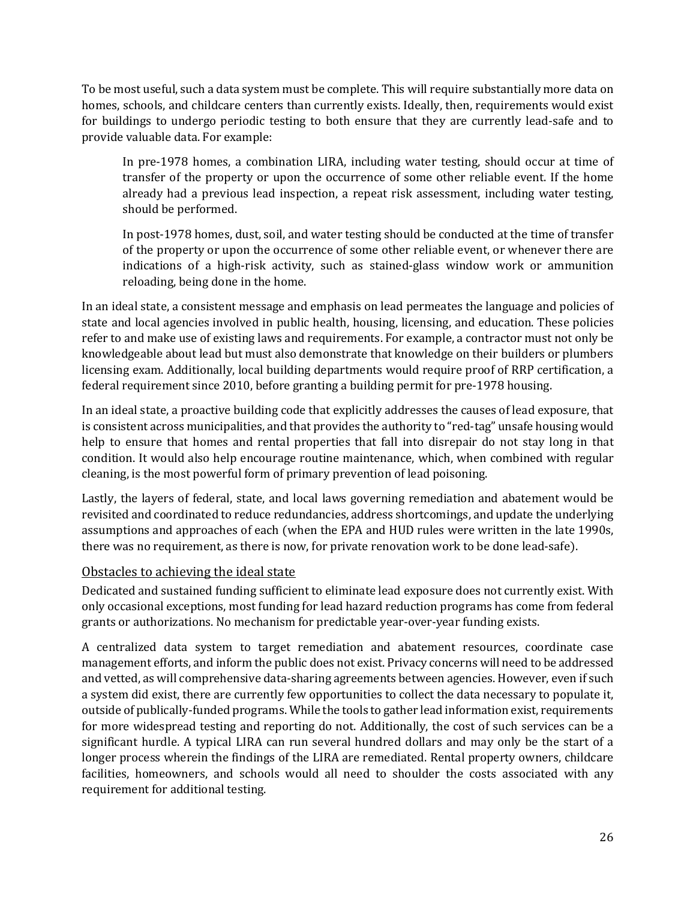To be most useful, such a data system must be complete. This will require substantially more data on homes, schools, and childcare centers than currently exists. Ideally, then, requirements would exist for buildings to undergo periodic testing to both ensure that they are currently lead-safe and to provide valuable data. For example:

> In pre-1978 homes, a combination LIRA, including water testing, should occur at time of transfer of the property or upon the occurrence of some other reliable event. If the home already had a previous lead inspection, a repeat risk assessment, including water testing, should be performed.
>
> In post-1978 homes, dust, soil, and water testing should be conducted at the time of transfer of the property or upon the occurrence of some other reliable event, or whenever there are indications of a high-risk activity, such as stained-glass window work or ammunition reloading, being done in the home.

In an ideal state, a consistent message and emphasis on lead permeates the language and policies of state and local agencies involved in public health, housing, licensing, and education. These policies refer to and make use of existing laws and requirements. For example, a contractor must not only be knowledgeable about lead but must also demonstrate that knowledge on their builders or plumbers licensing exam. Additionally, local building departments would require proof of RRP certification, a federal requirement since 2010, before granting a building permit for pre-1978 housing.

In an ideal state, a proactive building code that explicitly addresses the causes of lead exposure, that is consistent across municipalities, and that provides the authority to "red-tag" unsafe housing would help to ensure that homes and rental properties that fall into disrepair do not stay long in that condition. It would also help encourage routine maintenance, which, when combined with regular cleaning, is the most powerful form of primary prevention of lead poisoning.

Lastly, the layers of federal, state, and local laws governing remediation and abatement would be revisited and coordinated to reduce redundancies, address shortcomings, and update the underlying assumptions and approaches of each (when the EPA and HUD rules were written in the late 1990s, there was no requirement, as there is now, for private renovation work to be done lead-safe).

### Obstacles to achieving the ideal state

Dedicated and sustained funding sufficient to eliminate lead exposure does not currently exist. With only occasional exceptions, most funding for lead hazard reduction programs has come from federal grants or authorizations. No mechanism for predictable year-over-year funding exists.

A centralized data system to target remediation and abatement resources, coordinate case management efforts, and inform the public does not exist. Privacy concerns will need to be addressed and vetted, as will comprehensive data-sharing agreements between agencies. However, even if such a system did exist, there are currently few opportunities to collect the data necessary to populate it, outside of publically-funded programs. While the tools to gather lead information exist, requirements for more widespread testing and reporting do not. Additionally, the cost of such services can be a significant hurdle. A typical LIRA can run several hundred dollars and may only be the start of a longer process wherein the findings of the LIRA are remediated. Rental property owners, childcare facilities, homeowners, and schools would all need to shoulder the costs associated with any requirement for additional testing.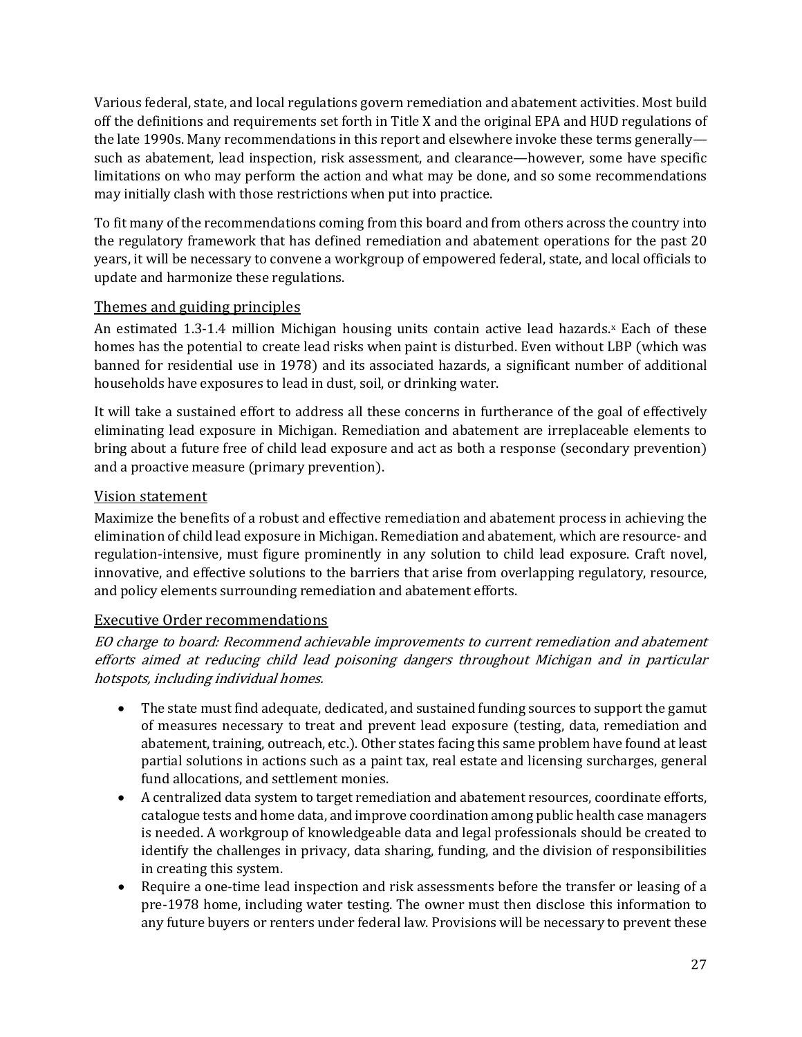Various federal, state, and local regulations govern remediation and abatement activities. Most build off the definitions and requirements set forth in Title X and the original EPA and HUD regulations of the late 1990s. Many recommendations in this report and elsewhere invoke these terms generally—such as abatement, lead inspection, risk assessment, and clearance—however, some have specific limitations on who may perform the action and what may be done, and so some recommendations may initially clash with those restrictions when put into practice.

To fit many of the recommendations coming from this board and from others across the country into the regulatory framework that has defined remediation and abatement operations for the past 20 years, it will be necessary to convene a workgroup of empowered federal, state, and local officials to update and harmonize these regulations.

## Themes and guiding principles

An estimated 1.3-1.4 million Michigan housing units contain active lead hazards.[x] Each of these homes has the potential to create lead risks when paint is disturbed. Even without LBP (which was banned for residential use in 1978) and its associated hazards, a significant number of additional households have exposures to lead in dust, soil, or drinking water.

It will take a sustained effort to address all these concerns in furtherance of the goal of effectively eliminating lead exposure in Michigan. Remediation and abatement are irreplaceable elements to bring about a future free of child lead exposure and act as both a response (secondary prevention) and a proactive measure (primary prevention).

## Vision statement

Maximize the benefits of a robust and effective remediation and abatement process in achieving the elimination of child lead exposure in Michigan. Remediation and abatement, which are resource- and regulation-intensive, must figure prominently in any solution to child lead exposure. Craft novel, innovative, and effective solutions to the barriers that arise from overlapping regulatory, resource, and policy elements surrounding remediation and abatement efforts.

## Executive Order recommendations

*EO charge to board: Recommend achievable improvements to current remediation and abatement efforts aimed at reducing child lead poisoning dangers throughout Michigan and in particular hotspots, including individual homes.*

- The state must find adequate, dedicated, and sustained funding sources to support the gamut of measures necessary to treat and prevent lead exposure (testing, data, remediation and abatement, training, outreach, etc.). Other states facing this same problem have found at least partial solutions in actions such as a paint tax, real estate and licensing surcharges, general fund allocations, and settlement monies.
- A centralized data system to target remediation and abatement resources, coordinate efforts, catalogue tests and home data, and improve coordination among public health case managers is needed. A workgroup of knowledgeable data and legal professionals should be created to identify the challenges in privacy, data sharing, funding, and the division of responsibilities in creating this system.
- Require a one-time lead inspection and risk assessments before the transfer or leasing of a pre-1978 home, including water testing. The owner must then disclose this information to any future buyers or renters under federal law. Provisions will be necessary to prevent these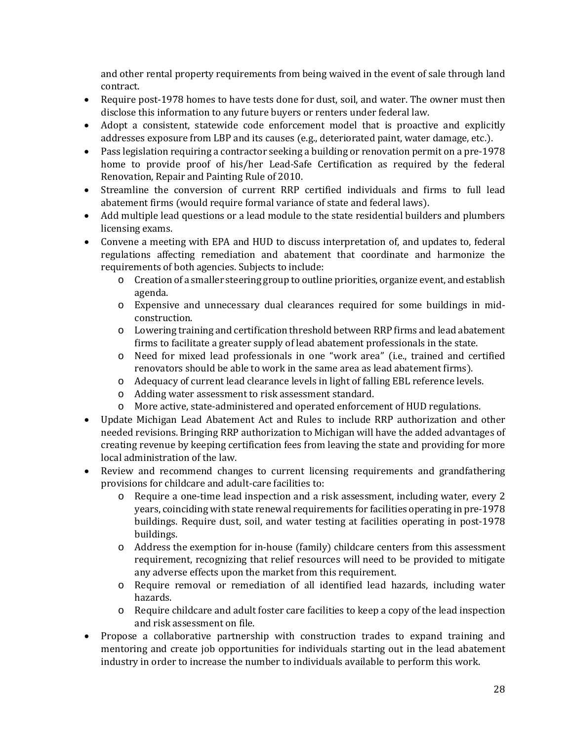and other rental property requirements from being waived in the event of sale through land contract.

- Require post-1978 homes to have tests done for dust, soil, and water. The owner must then disclose this information to any future buyers or renters under federal law.
- Adopt a consistent, statewide code enforcement model that is proactive and explicitly addresses exposure from LBP and its causes (e.g., deteriorated paint, water damage, etc.).
- Pass legislation requiring a contractor seeking a building or renovation permit on a pre-1978 home to provide proof of his/her Lead-Safe Certification as required by the federal Renovation, Repair and Painting Rule of 2010.
- Streamline the conversion of current RRP certified individuals and firms to full lead abatement firms (would require formal variance of state and federal laws).
- Add multiple lead questions or a lead module to the state residential builders and plumbers licensing exams.
- Convene a meeting with EPA and HUD to discuss interpretation of, and updates to, federal regulations affecting remediation and abatement that coordinate and harmonize the requirements of both agencies. Subjects to include:
  - Creation of a smaller steering group to outline priorities, organize event, and establish agenda.
  - Expensive and unnecessary dual clearances required for some buildings in mid-construction.
  - Lowering training and certification threshold between RRP firms and lead abatement firms to facilitate a greater supply of lead abatement professionals in the state.
  - Need for mixed lead professionals in one "work area" (i.e., trained and certified renovators should be able to work in the same area as lead abatement firms).
  - Adequacy of current lead clearance levels in light of falling EBL reference levels.
  - Adding water assessment to risk assessment standard.
  - More active, state-administered and operated enforcement of HUD regulations.
- Update Michigan Lead Abatement Act and Rules to include RRP authorization and other needed revisions. Bringing RRP authorization to Michigan will have the added advantages of creating revenue by keeping certification fees from leaving the state and providing for more local administration of the law.
- Review and recommend changes to current licensing requirements and grandfathering provisions for childcare and adult-care facilities to:
  - Require a one-time lead inspection and a risk assessment, including water, every 2 years, coinciding with state renewal requirements for facilities operating in pre-1978 buildings. Require dust, soil, and water testing at facilities operating in post-1978 buildings.
  - Address the exemption for in-house (family) childcare centers from this assessment requirement, recognizing that relief resources will need to be provided to mitigate any adverse effects upon the market from this requirement.
  - Require removal or remediation of all identified lead hazards, including water hazards.
  - Require childcare and adult foster care facilities to keep a copy of the lead inspection and risk assessment on file.
- Propose a collaborative partnership with construction trades to expand training and mentoring and create job opportunities for individuals starting out in the lead abatement industry in order to increase the number to individuals available to perform this work.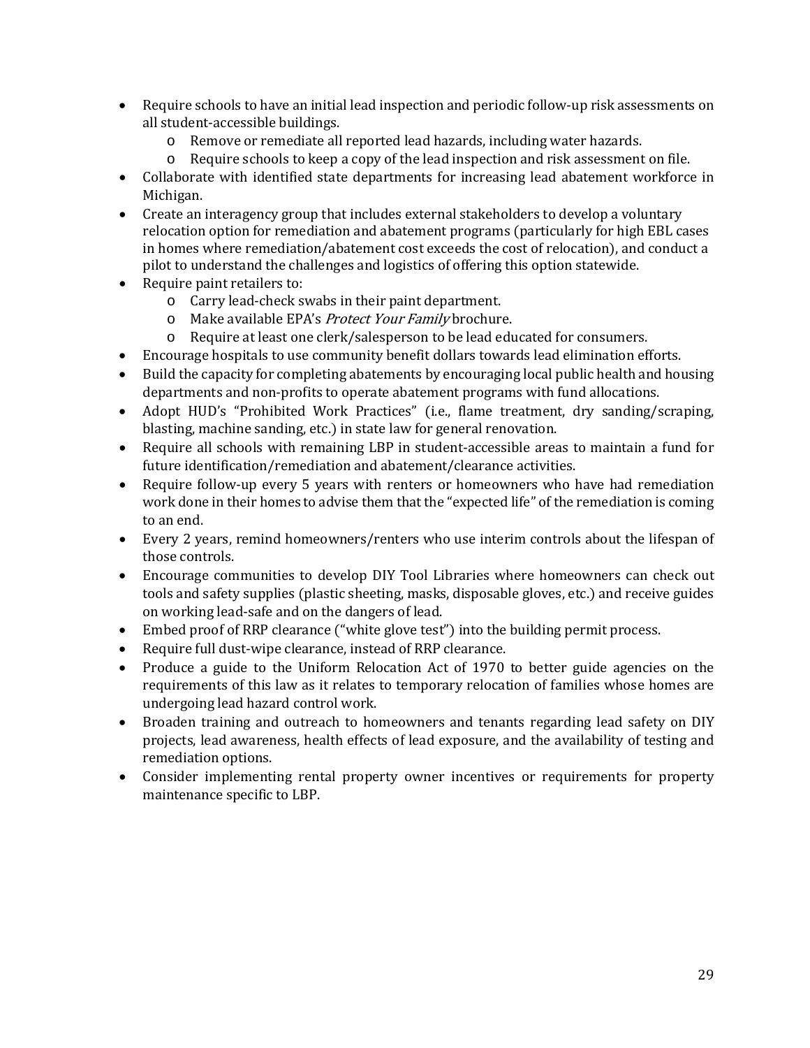- Require schools to have an initial lead inspection and periodic follow-up risk assessments on all student-accessible buildings.
    - Remove or remediate all reported lead hazards, including water hazards.
    - Require schools to keep a copy of the lead inspection and risk assessment on file.
- Collaborate with identified state departments for increasing lead abatement workforce in Michigan.
- Create an interagency group that includes external stakeholders to develop a voluntary relocation option for remediation and abatement programs (particularly for high EBL cases in homes where remediation/abatement cost exceeds the cost of relocation), and conduct a pilot to understand the challenges and logistics of offering this option statewide.
- Require paint retailers to:
    - Carry lead-check swabs in their paint department.
    - Make available EPA's *Protect Your Family* brochure.
    - Require at least one clerk/salesperson to be lead educated for consumers.
- Encourage hospitals to use community benefit dollars towards lead elimination efforts.
- Build the capacity for completing abatements by encouraging local public health and housing departments and non-profits to operate abatement programs with fund allocations.
- Adopt HUD's "Prohibited Work Practices" (i.e., flame treatment, dry sanding/scraping, blasting, machine sanding, etc.) in state law for general renovation.
- Require all schools with remaining LBP in student-accessible areas to maintain a fund for future identification/remediation and abatement/clearance activities.
- Require follow-up every 5 years with renters or homeowners who have had remediation work done in their homes to advise them that the "expected life" of the remediation is coming to an end.
- Every 2 years, remind homeowners/renters who use interim controls about the lifespan of those controls.
- Encourage communities to develop DIY Tool Libraries where homeowners can check out tools and safety supplies (plastic sheeting, masks, disposable gloves, etc.) and receive guides on working lead-safe and on the dangers of lead.
- Embed proof of RRP clearance ("white glove test") into the building permit process.
- Require full dust-wipe clearance, instead of RRP clearance.
- Produce a guide to the Uniform Relocation Act of 1970 to better guide agencies on the requirements of this law as it relates to temporary relocation of families whose homes are undergoing lead hazard control work.
- Broaden training and outreach to homeowners and tenants regarding lead safety on DIY projects, lead awareness, health effects of lead exposure, and the availability of testing and remediation options.
- Consider implementing rental property owner incentives or requirements for property maintenance specific to LBP.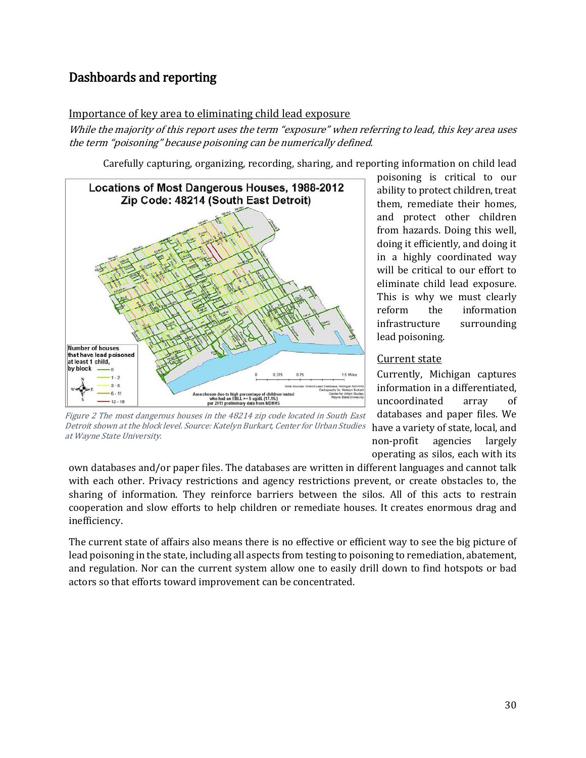## Dashboards and reporting

### Importance of key area to eliminating child lead exposure

*While the majority of this report uses the term "exposure" when referring to lead, this key area uses the term "poisoning" because poisoning can be numerically defined.*

Carefully capturing, organizing, recording, sharing, and reporting information on child lead poisoning is critical to our ability to protect children, treat them, remediate their homes, and protect other children from hazards. Doing this well, doing it efficiently, and doing it in a highly coordinated way will be critical to our effort to eliminate child lead exposure. This is why we must clearly reform the information infrastructure surrounding lead poisoning.

*Figure 2 The most dangerous houses in the 48214 zip code located in South East Detroit shown at the block level. Source: Katelyn Burkart, Center for Urban Studies at Wayne State University.*

### Current state

Currently, Michigan captures information in a differentiated, uncoordinated array of databases and paper files. We have a variety of state, local, and non-profit agencies largely operating as silos, each with its own databases and/or paper files. The databases are written in different languages and cannot talk with each other. Privacy restrictions and agency restrictions prevent, or create obstacles to, the sharing of information. They reinforce barriers between the silos. All of this acts to restrain cooperation and slow efforts to help children or remediate houses. It creates enormous drag and inefficiency.

The current state of affairs also means there is no effective or efficient way to see the big picture of lead poisoning in the state, including all aspects from testing to poisoning to remediation, abatement, and regulation. Nor can the current system allow one to easily drill down to find hotspots or bad actors so that efforts toward improvement can be concentrated.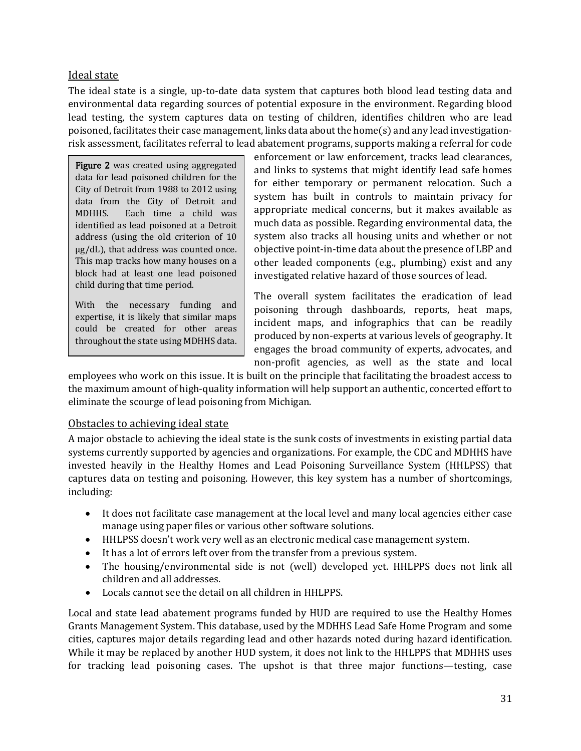## Ideal state

The ideal state is a single, up-to-date data system that captures both blood lead testing data and environmental data regarding sources of potential exposure in the environment. Regarding blood lead testing, the system captures data on testing of children, identifies children who are lead poisoned, facilitates their case management, links data about the home(s) and any lead investigation-risk assessment, facilitates referral to lead abatement programs, supports making a referral for code enforcement or law enforcement, tracks lead clearances, and links to systems that might identify lead safe homes for either temporary or permanent relocation. Such a system has built in controls to maintain privacy for appropriate medical concerns, but it makes available as much data as possible. Regarding environmental data, the system also tracks all housing units and whether or not objective point-in-time data about the presence of LBP and other leaded components (e.g., plumbing) exist and any investigated relative hazard of those sources of lead.

> **Figure 2** was created using aggregated data for lead poisoned children for the City of Detroit from 1988 to 2012 using data from the City of Detroit and MDHHS. Each time a child was identified as lead poisoned at a Detroit address (using the old criterion of 10 μg/dL), that address was counted once. This map tracks how many houses on a block had at least one lead poisoned child during that time period.
>
> With the necessary funding and expertise, it is likely that similar maps could be created for other areas throughout the state using MDHHS data.

The overall system facilitates the eradication of lead poisoning through dashboards, reports, heat maps, incident maps, and infographics that can be readily produced by non-experts at various levels of geography. It engages the broad community of experts, advocates, and non-profit agencies, as well as the state and local employees who work on this issue. It is built on the principle that facilitating the broadest access to the maximum amount of high-quality information will help support an authentic, concerted effort to eliminate the scourge of lead poisoning from Michigan.

## Obstacles to achieving ideal state

A major obstacle to achieving the ideal state is the sunk costs of investments in existing partial data systems currently supported by agencies and organizations. For example, the CDC and MDHHS have invested heavily in the Healthy Homes and Lead Poisoning Surveillance System (HHLPSS) that captures data on testing and poisoning. However, this key system has a number of shortcomings, including:

- It does not facilitate case management at the local level and many local agencies either case manage using paper files or various other software solutions.
- HHLPSS doesn't work very well as an electronic medical case management system.
- It has a lot of errors left over from the transfer from a previous system.
- The housing/environmental side is not (well) developed yet. HHLPPS does not link all children and all addresses.
- Locals cannot see the detail on all children in HHLPPS.

Local and state lead abatement programs funded by HUD are required to use the Healthy Homes Grants Management System. This database, used by the MDHHS Lead Safe Home Program and some cities, captures major details regarding lead and other hazards noted during hazard identification. While it may be replaced by another HUD system, it does not link to the HHLPPS that MDHHS uses for tracking lead poisoning cases. The upshot is that three major functions—testing, case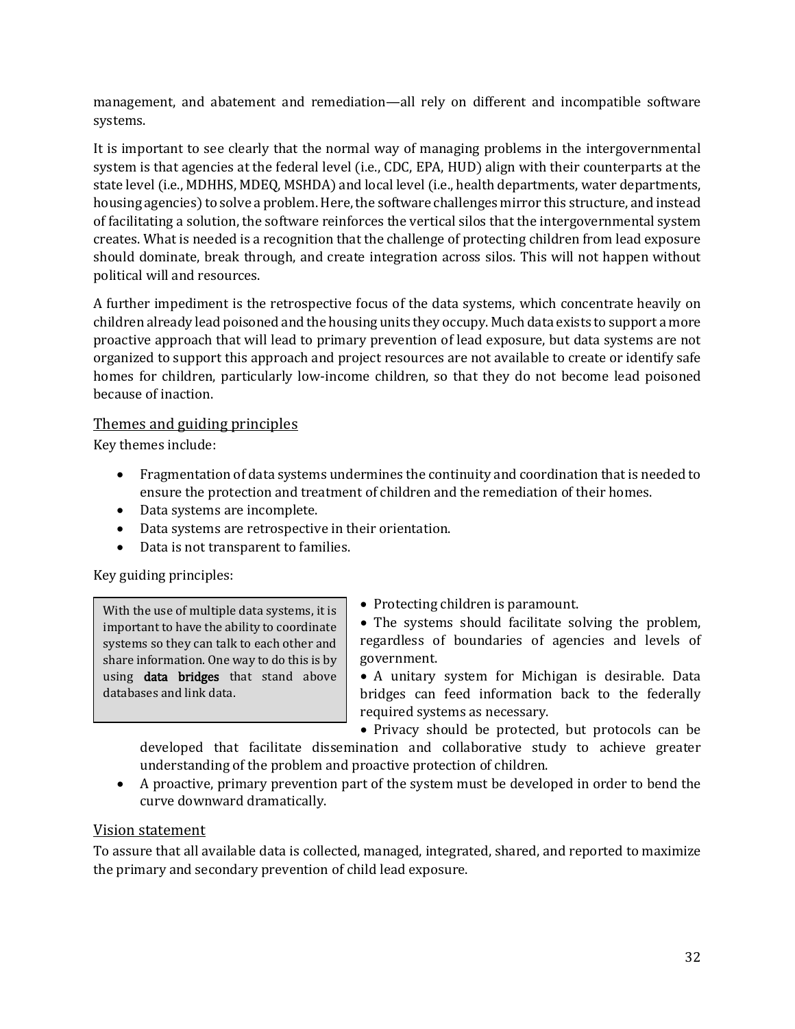management, and abatement and remediation—all rely on different and incompatible software systems.

It is important to see clearly that the normal way of managing problems in the intergovernmental system is that agencies at the federal level (i.e., CDC, EPA, HUD) align with their counterparts at the state level (i.e., MDHHS, MDEQ, MSHDA) and local level (i.e., health departments, water departments, housing agencies) to solve a problem. Here, the software challenges mirror this structure, and instead of facilitating a solution, the software reinforces the vertical silos that the intergovernmental system creates. What is needed is a recognition that the challenge of protecting children from lead exposure should dominate, break through, and create integration across silos. This will not happen without political will and resources.

A further impediment is the retrospective focus of the data systems, which concentrate heavily on children already lead poisoned and the housing units they occupy. Much data exists to support a more proactive approach that will lead to primary prevention of lead exposure, but data systems are not organized to support this approach and project resources are not available to create or identify safe homes for children, particularly low-income children, so that they do not become lead poisoned because of inaction.

## Themes and guiding principles

Key themes include:

- Fragmentation of data systems undermines the continuity and coordination that is needed to ensure the protection and treatment of children and the remediation of their homes.
- Data systems are incomplete.
- Data systems are retrospective in their orientation.
- Data is not transparent to families.

Key guiding principles:

> With the use of multiple data systems, it is important to have the ability to coordinate systems so they can talk to each other and share information. One way to do this is by using **data bridges** that stand above databases and link data.

- Protecting children is paramount.
- The systems should facilitate solving the problem, regardless of boundaries of agencies and levels of government.
- A unitary system for Michigan is desirable. Data bridges can feed information back to the federally required systems as necessary.
- Privacy should be protected, but protocols can be developed that facilitate dissemination and collaborative study to achieve greater understanding of the problem and proactive protection of children.
- A proactive, primary prevention part of the system must be developed in order to bend the curve downward dramatically.

## Vision statement

To assure that all available data is collected, managed, integrated, shared, and reported to maximize the primary and secondary prevention of child lead exposure.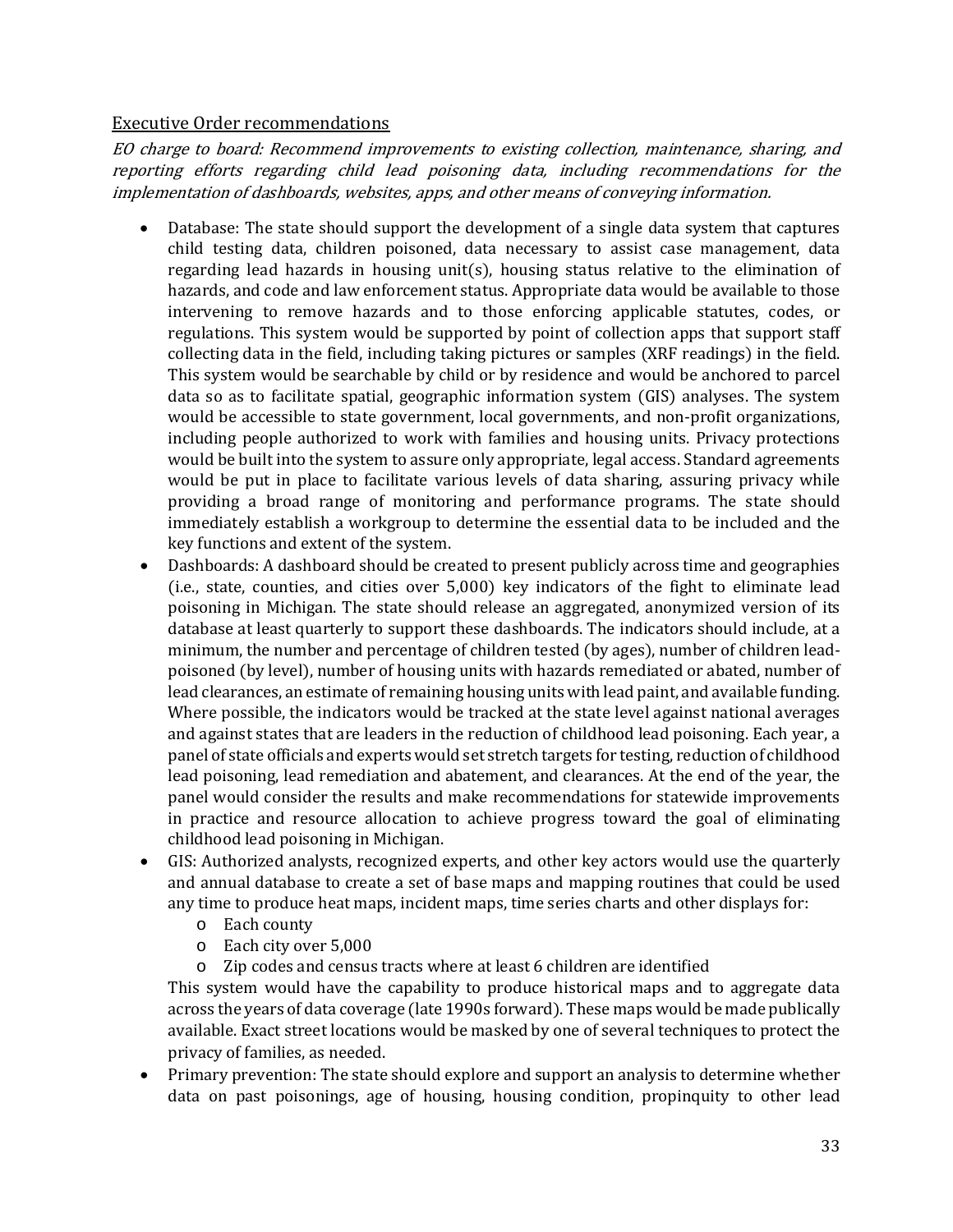## Executive Order recommendations

*EO charge to board: Recommend improvements to existing collection, maintenance, sharing, and reporting efforts regarding child lead poisoning data, including recommendations for the implementation of dashboards, websites, apps, and other means of conveying information.*

- Database: The state should support the development of a single data system that captures child testing data, children poisoned, data necessary to assist case management, data regarding lead hazards in housing unit(s), housing status relative to the elimination of hazards, and code and law enforcement status. Appropriate data would be available to those intervening to remove hazards and to those enforcing applicable statutes, codes, or regulations. This system would be supported by point of collection apps that support staff collecting data in the field, including taking pictures or samples (XRF readings) in the field. This system would be searchable by child or by residence and would be anchored to parcel data so as to facilitate spatial, geographic information system (GIS) analyses. The system would be accessible to state government, local governments, and non-profit organizations, including people authorized to work with families and housing units. Privacy protections would be built into the system to assure only appropriate, legal access. Standard agreements would be put in place to facilitate various levels of data sharing, assuring privacy while providing a broad range of monitoring and performance programs. The state should immediately establish a workgroup to determine the essential data to be included and the key functions and extent of the system.
- Dashboards: A dashboard should be created to present publicly across time and geographies (i.e., state, counties, and cities over 5,000) key indicators of the fight to eliminate lead poisoning in Michigan. The state should release an aggregated, anonymized version of its database at least quarterly to support these dashboards. The indicators should include, at a minimum, the number and percentage of children tested (by ages), number of children lead-poisoned (by level), number of housing units with hazards remediated or abated, number of lead clearances, an estimate of remaining housing units with lead paint, and available funding. Where possible, the indicators would be tracked at the state level against national averages and against states that are leaders in the reduction of childhood lead poisoning. Each year, a panel of state officials and experts would set stretch targets for testing, reduction of childhood lead poisoning, lead remediation and abatement, and clearances. At the end of the year, the panel would consider the results and make recommendations for statewide improvements in practice and resource allocation to achieve progress toward the goal of eliminating childhood lead poisoning in Michigan.
- GIS: Authorized analysts, recognized experts, and other key actors would use the quarterly and annual database to create a set of base maps and mapping routines that could be used any time to produce heat maps, incident maps, time series charts and other displays for:
  - Each county
  - Each city over 5,000
  - Zip codes and census tracts where at least 6 children are identified

  This system would have the capability to produce historical maps and to aggregate data across the years of data coverage (late 1990s forward). These maps would be made publically available. Exact street locations would be masked by one of several techniques to protect the privacy of families, as needed.
- Primary prevention: The state should explore and support an analysis to determine whether data on past poisonings, age of housing, housing condition, propinquity to other lead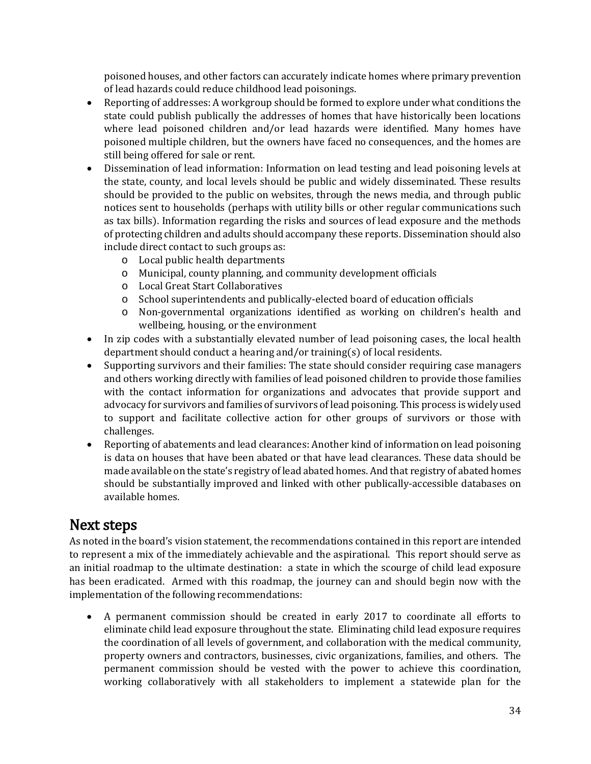poisoned houses, and other factors can accurately indicate homes where primary prevention of lead hazards could reduce childhood lead poisonings.

- Reporting of addresses: A workgroup should be formed to explore under what conditions the state could publish publically the addresses of homes that have historically been locations where lead poisoned children and/or lead hazards were identified. Many homes have poisoned multiple children, but the owners have faced no consequences, and the homes are still being offered for sale or rent.
- Dissemination of lead information: Information on lead testing and lead poisoning levels at the state, county, and local levels should be public and widely disseminated. These results should be provided to the public on websites, through the news media, and through public notices sent to households (perhaps with utility bills or other regular communications such as tax bills). Information regarding the risks and sources of lead exposure and the methods of protecting children and adults should accompany these reports. Dissemination should also include direct contact to such groups as:
  - Local public health departments
  - Municipal, county planning, and community development officials
  - Local Great Start Collaboratives
  - School superintendents and publically-elected board of education officials
  - Non-governmental organizations identified as working on children's health and wellbeing, housing, or the environment
- In zip codes with a substantially elevated number of lead poisoning cases, the local health department should conduct a hearing and/or training(s) of local residents.
- Supporting survivors and their families: The state should consider requiring case managers and others working directly with families of lead poisoned children to provide those families with the contact information for organizations and advocates that provide support and advocacy for survivors and families of survivors of lead poisoning. This process is widely used to support and facilitate collective action for other groups of survivors or those with challenges.
- Reporting of abatements and lead clearances: Another kind of information on lead poisoning is data on houses that have been abated or that have lead clearances. These data should be made available on the state's registry of lead abated homes. And that registry of abated homes should be substantially improved and linked with other publically-accessible databases on available homes.

## Next steps

As noted in the board's vision statement, the recommendations contained in this report are intended to represent a mix of the immediately achievable and the aspirational. This report should serve as an initial roadmap to the ultimate destination: a state in which the scourge of child lead exposure has been eradicated. Armed with this roadmap, the journey can and should begin now with the implementation of the following recommendations:

- A permanent commission should be created in early 2017 to coordinate all efforts to eliminate child lead exposure throughout the state. Eliminating child lead exposure requires the coordination of all levels of government, and collaboration with the medical community, property owners and contractors, businesses, civic organizations, families, and others. The permanent commission should be vested with the power to achieve this coordination, working collaboratively with all stakeholders to implement a statewide plan for the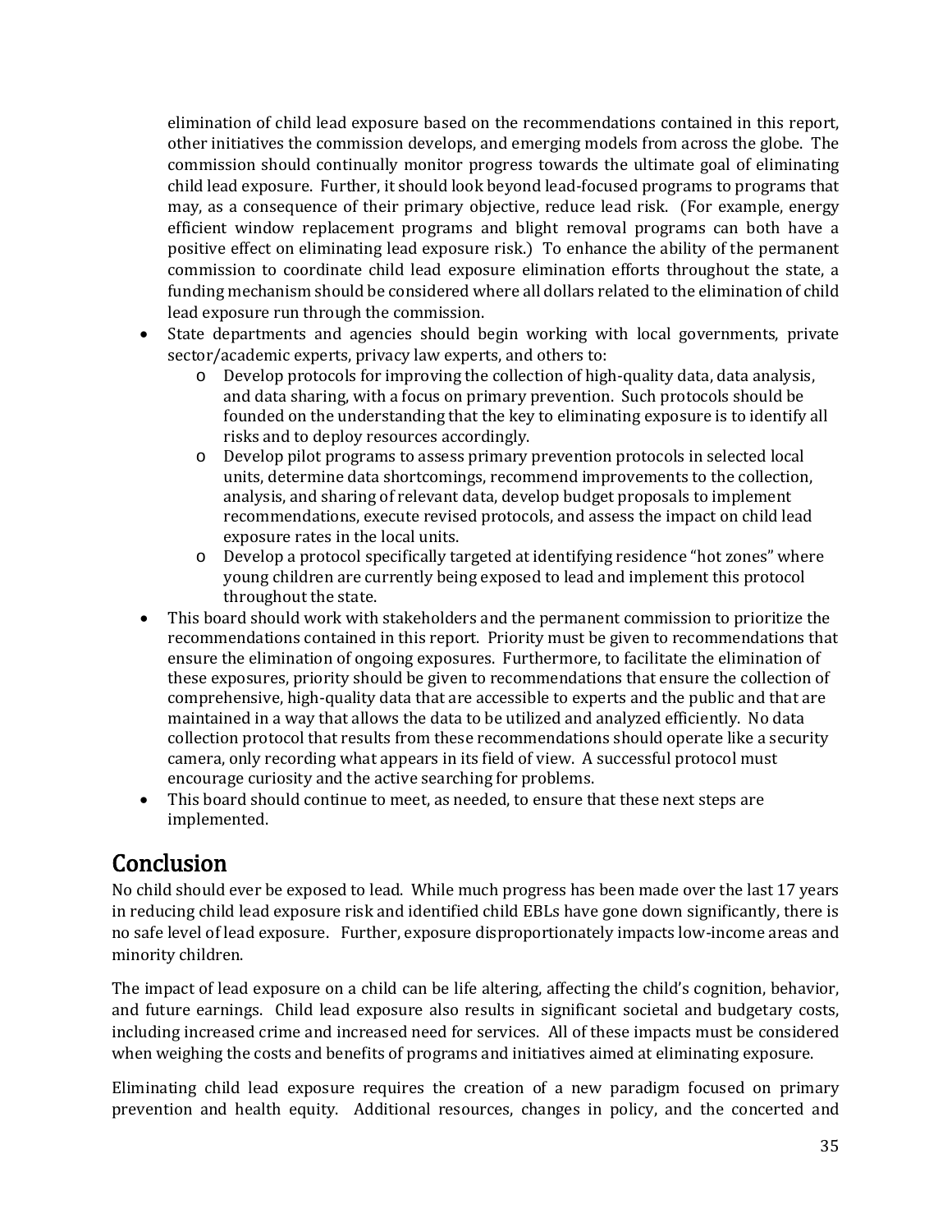elimination of child lead exposure based on the recommendations contained in this report, other initiatives the commission develops, and emerging models from across the globe. The commission should continually monitor progress towards the ultimate goal of eliminating child lead exposure. Further, it should look beyond lead-focused programs to programs that may, as a consequence of their primary objective, reduce lead risk. (For example, energy efficient window replacement programs and blight removal programs can both have a positive effect on eliminating lead exposure risk.) To enhance the ability of the permanent commission to coordinate child lead exposure elimination efforts throughout the state, a funding mechanism should be considered where all dollars related to the elimination of child lead exposure run through the commission.

- State departments and agencies should begin working with local governments, private sector/academic experts, privacy law experts, and others to:
  - Develop protocols for improving the collection of high-quality data, data analysis, and data sharing, with a focus on primary prevention. Such protocols should be founded on the understanding that the key to eliminating exposure is to identify all risks and to deploy resources accordingly.
  - Develop pilot programs to assess primary prevention protocols in selected local units, determine data shortcomings, recommend improvements to the collection, analysis, and sharing of relevant data, develop budget proposals to implement recommendations, execute revised protocols, and assess the impact on child lead exposure rates in the local units.
  - Develop a protocol specifically targeted at identifying residence "hot zones" where young children are currently being exposed to lead and implement this protocol throughout the state.
- This board should work with stakeholders and the permanent commission to prioritize the recommendations contained in this report. Priority must be given to recommendations that ensure the elimination of ongoing exposures. Furthermore, to facilitate the elimination of these exposures, priority should be given to recommendations that ensure the collection of comprehensive, high-quality data that are accessible to experts and the public and that are maintained in a way that allows the data to be utilized and analyzed efficiently. No data collection protocol that results from these recommendations should operate like a security camera, only recording what appears in its field of view. A successful protocol must encourage curiosity and the active searching for problems.
- This board should continue to meet, as needed, to ensure that these next steps are implemented.

## Conclusion

No child should ever be exposed to lead. While much progress has been made over the last 17 years in reducing child lead exposure risk and identified child EBLs have gone down significantly, there is no safe level of lead exposure. Further, exposure disproportionately impacts low-income areas and minority children.

The impact of lead exposure on a child can be life altering, affecting the child's cognition, behavior, and future earnings. Child lead exposure also results in significant societal and budgetary costs, including increased crime and increased need for services. All of these impacts must be considered when weighing the costs and benefits of programs and initiatives aimed at eliminating exposure.

Eliminating child lead exposure requires the creation of a new paradigm focused on primary prevention and health equity. Additional resources, changes in policy, and the concerted and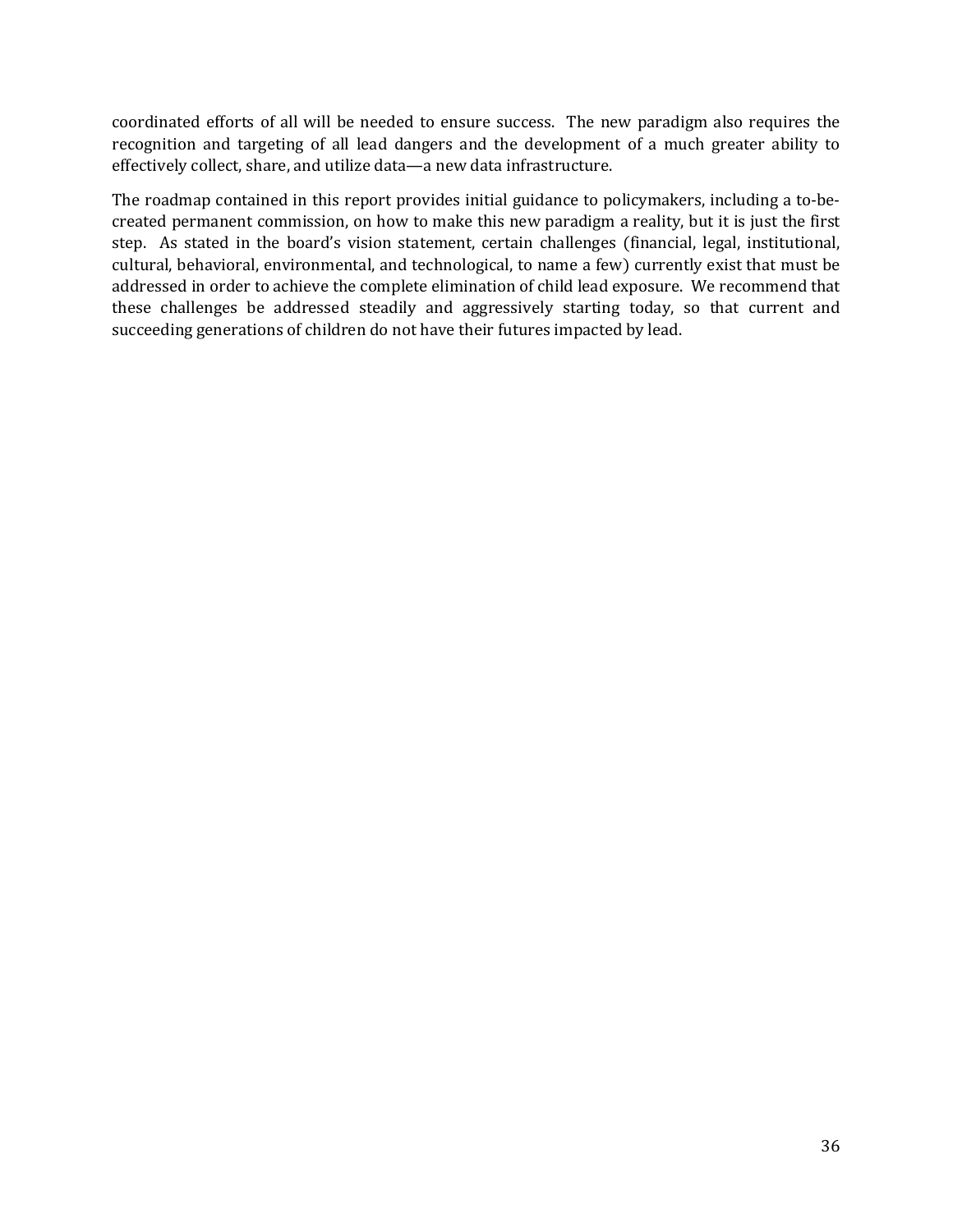coordinated efforts of all will be needed to ensure success. The new paradigm also requires the recognition and targeting of all lead dangers and the development of a much greater ability to effectively collect, share, and utilize data—a new data infrastructure.

The roadmap contained in this report provides initial guidance to policymakers, including a to-be-created permanent commission, on how to make this new paradigm a reality, but it is just the first step. As stated in the board's vision statement, certain challenges (financial, legal, institutional, cultural, behavioral, environmental, and technological, to name a few) currently exist that must be addressed in order to achieve the complete elimination of child lead exposure. We recommend that these challenges be addressed steadily and aggressively starting today, so that current and succeeding generations of children do not have their futures impacted by lead.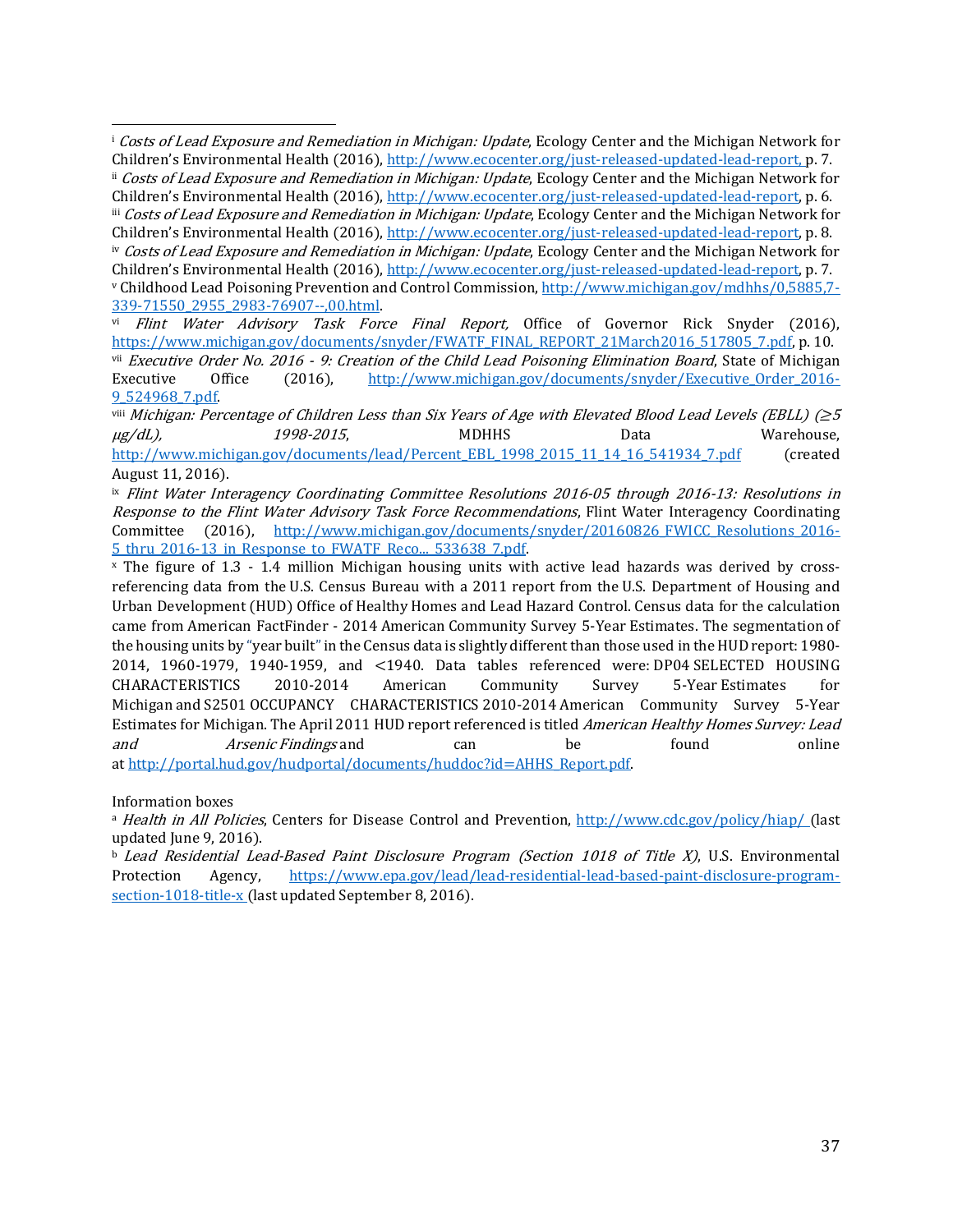[i] *Costs of Lead Exposure and Remediation in Michigan: Update*, Ecology Center and the Michigan Network for Children's Environmental Health (2016), http://www.ecocenter.org/just-released-updated-lead-report, p. 7.

[ii] *Costs of Lead Exposure and Remediation in Michigan: Update*, Ecology Center and the Michigan Network for Children's Environmental Health (2016), http://www.ecocenter.org/just-released-updated-lead-report, p. 6.

[iii] *Costs of Lead Exposure and Remediation in Michigan: Update*, Ecology Center and the Michigan Network for Children's Environmental Health (2016), http://www.ecocenter.org/just-released-updated-lead-report, p. 8.

[iv] *Costs of Lead Exposure and Remediation in Michigan: Update*, Ecology Center and the Michigan Network for Children's Environmental Health (2016), http://www.ecocenter.org/just-released-updated-lead-report, p. 7.

[v] Childhood Lead Poisoning Prevention and Control Commission, http://www.michigan.gov/mdhhs/0,5885,7-339-71550_2955_2983-76907--,00.html.

[vi] *Flint Water Advisory Task Force Final Report,* Office of Governor Rick Snyder (2016), https://www.michigan.gov/documents/snyder/FWATF_FINAL_REPORT_21March2016_517805_7.pdf, p. 10.

[vii] *Executive Order No. 2016 - 9: Creation of the Child Lead Poisoning Elimination Board*, State of Michigan Executive Office (2016), http://www.michigan.gov/documents/snyder/Executive_Order_2016-9_524968_7.pdf.

[viii] *Michigan: Percentage of Children Less than Six Years of Age with Elevated Blood Lead Levels (EBLL) (≥5 μg/dL), 1998-2015*, MDHHS Data Warehouse, http://www.michigan.gov/documents/lead/Percent_EBL_1998_2015_11_14_16_541934_7.pdf (created August 11, 2016).

[ix] *Flint Water Interagency Coordinating Committee Resolutions 2016-05 through 2016-13: Resolutions in Response to the Flint Water Advisory Task Force Recommendations*, Flint Water Interagency Coordinating Committee (2016), http://www.michigan.gov/documents/snyder/20160826_FWICC_Resolutions_2016-5_thru_2016-13_in_Response_to_FWATF_Reco..._533638_7.pdf.

[x] The figure of 1.3 - 1.4 million Michigan housing units with active lead hazards was derived by cross-referencing data from the U.S. Census Bureau with a 2011 report from the U.S. Department of Housing and Urban Development (HUD) Office of Healthy Homes and Lead Hazard Control. Census data for the calculation came from American FactFinder - 2014 American Community Survey 5-Year Estimates. The segmentation of the housing units by "year built" in the Census data is slightly different than those used in the HUD report: 1980-2014, 1960-1979, 1940-1959, and <1940. Data tables referenced were: DP04 SELECTED HOUSING CHARACTERISTICS 2010-2014 American Community Survey 5-Year Estimates for Michigan and S2501 OCCUPANCY CHARACTERISTICS 2010-2014 American Community Survey 5-Year Estimates for Michigan. The April 2011 HUD report referenced is titled *American Healthy Homes Survey: Lead and Arsenic Findings* and can be found online at http://portal.hud.gov/hudportal/documents/huddoc?id=AHHS_Report.pdf.

Information boxes

[a] *Health in All Policies*, Centers for Disease Control and Prevention, http://www.cdc.gov/policy/hiap/ (last updated June 9, 2016).

[b] *Lead Residential Lead-Based Paint Disclosure Program (Section 1018 of Title X)*, U.S. Environmental Protection Agency, https://www.epa.gov/lead/lead-residential-lead-based-paint-disclosure-program-section-1018-title-x (last updated September 8, 2016).